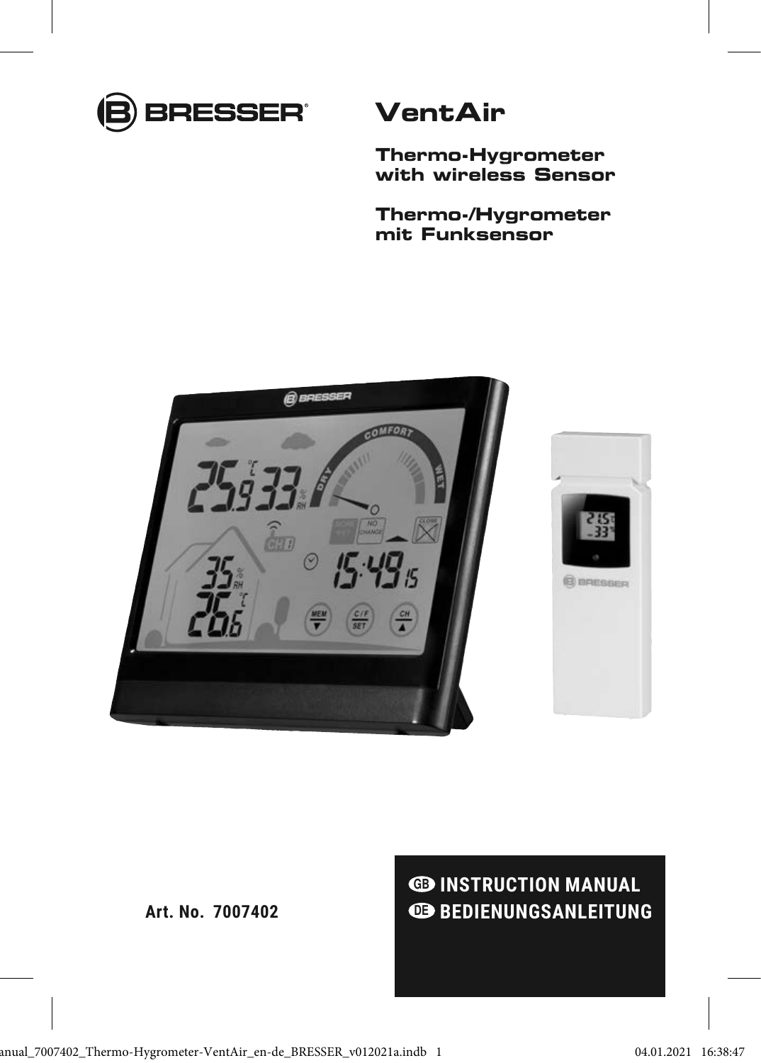BRESSER

# VentAir

**Thermo-Hygrometer with wireless Sensor**

**Thermo-/Hygrometer mit Funksensor**

**Art. No. 7007402**

**GB INSTRUCTION MANUAL**
**DE BEDIENUNGSANLEITUNG**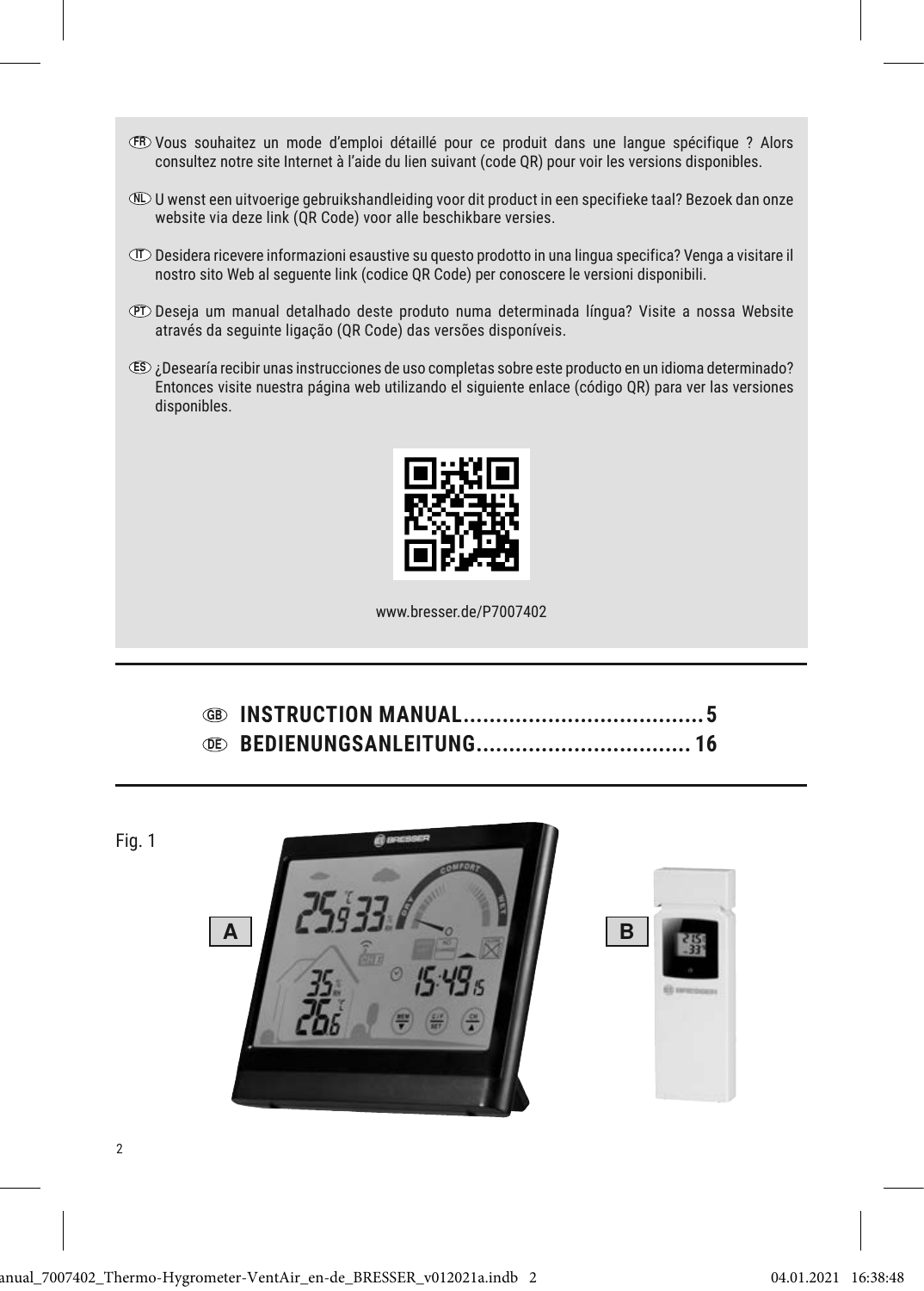FR Vous souhaitez un mode d'emploi détaillé pour ce produit dans une langue spécifique ? Alors consultez notre site Internet à l'aide du lien suivant (code QR) pour voir les versions disponibles.

NL U wenst een uitvoerige gebruikshandleiding voor dit product in een specifieke taal? Bezoek dan onze website via deze link (QR Code) voor alle beschikbare versies.

IT Desidera ricevere informazioni esaustive su questo prodotto in una lingua specifica? Venga a visitare il nostro sito Web al seguente link (codice QR Code) per conoscere le versioni disponibili.

PT Deseja um manual detalhado deste produto numa determinada língua? Visite a nossa Website através da seguinte ligação (QR Code) das versões disponíveis.

ES ¿Desearía recibir unas instrucciones de uso completas sobre este producto en un idioma determinado? Entonces visite nuestra página web utilizando el siguiente enlace (código QR) para ver las versiones disponibles.

www.bresser.de/P7007402

**GB INSTRUCTION MANUAL..................................... 5**

**DE BEDIENUNGSANLEITUNG................................. 16**

Fig. 1

A

B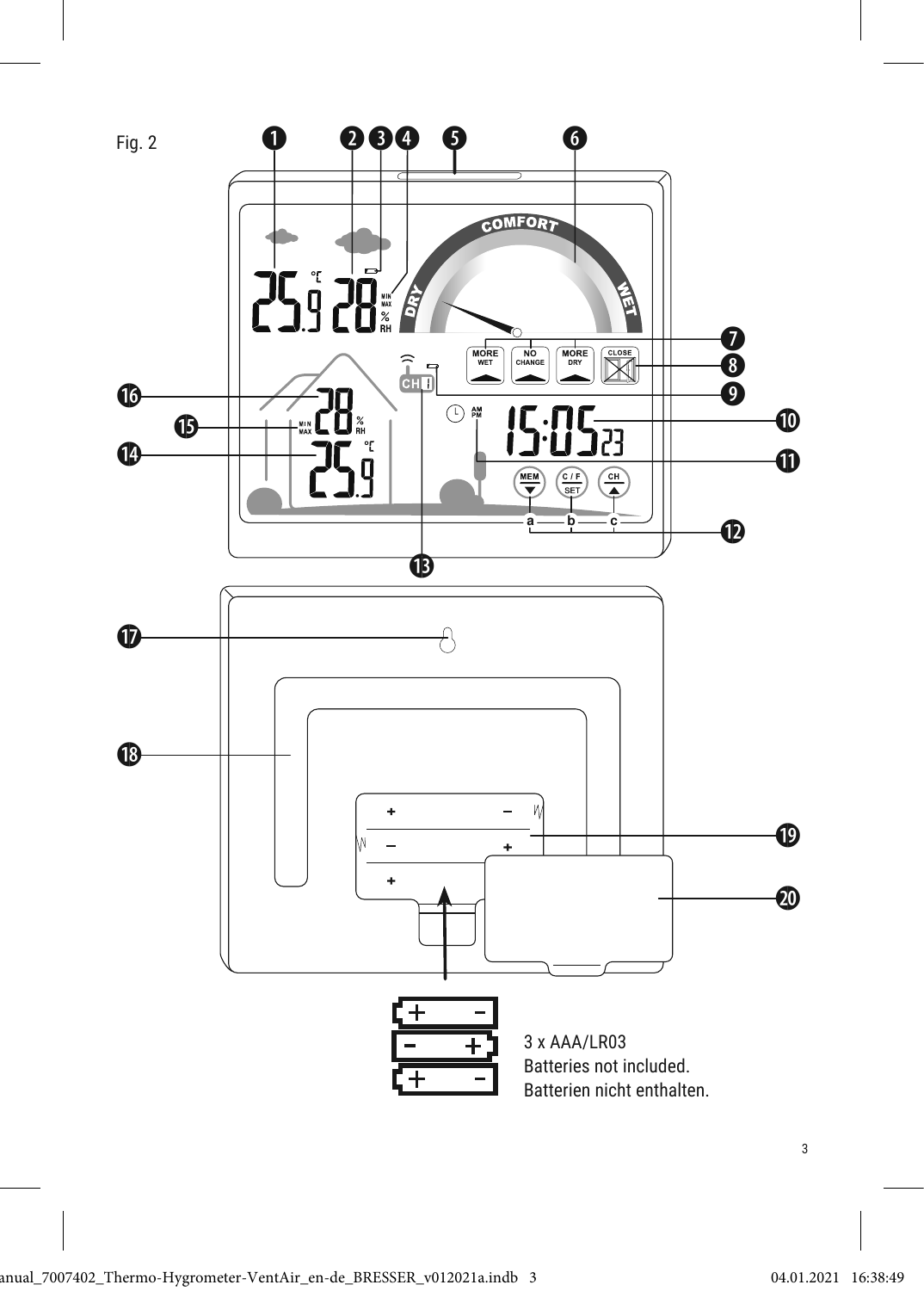Fig. 2

3 x AAA/LR03
Batteries not included.
Batterien nicht enthalten.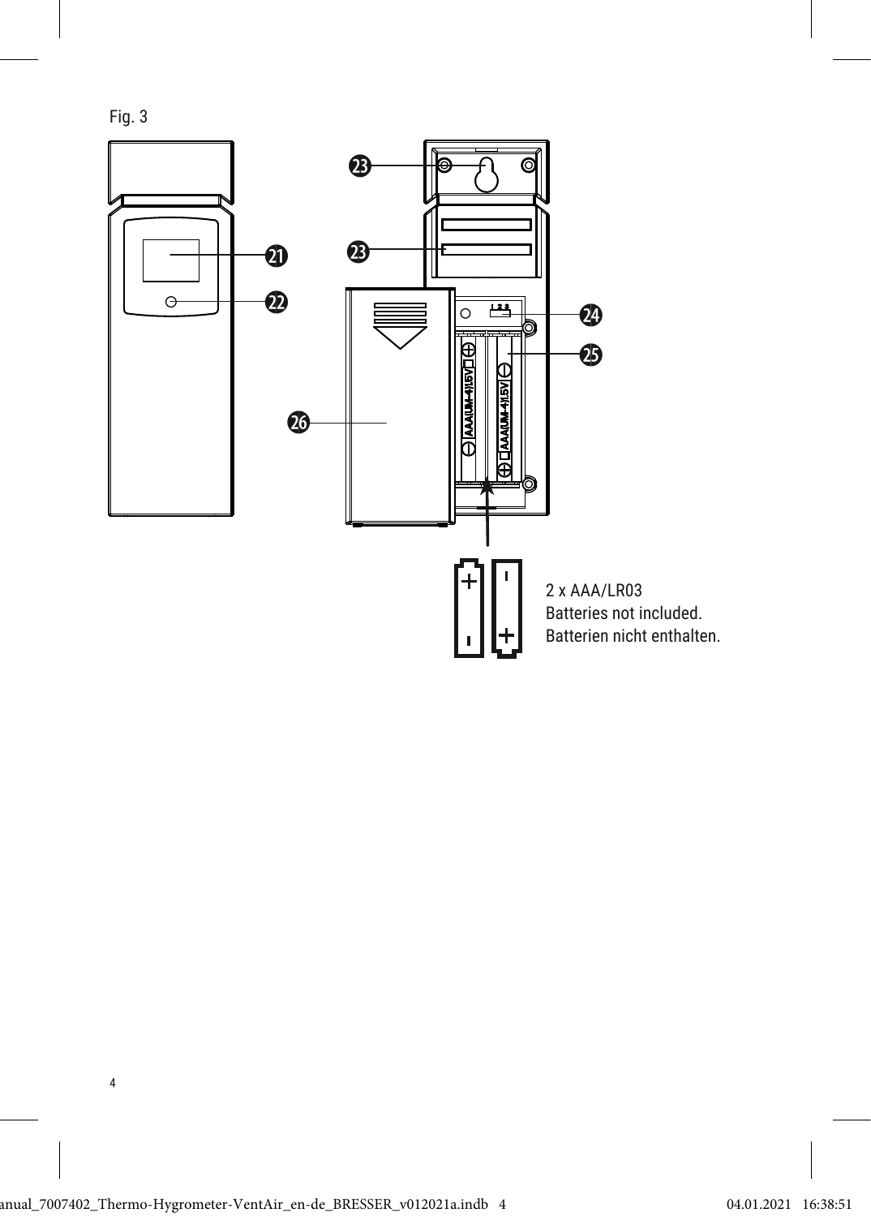Fig. 3

2 x AAA/LR03
Batteries not included.
Batterien nicht enthalten.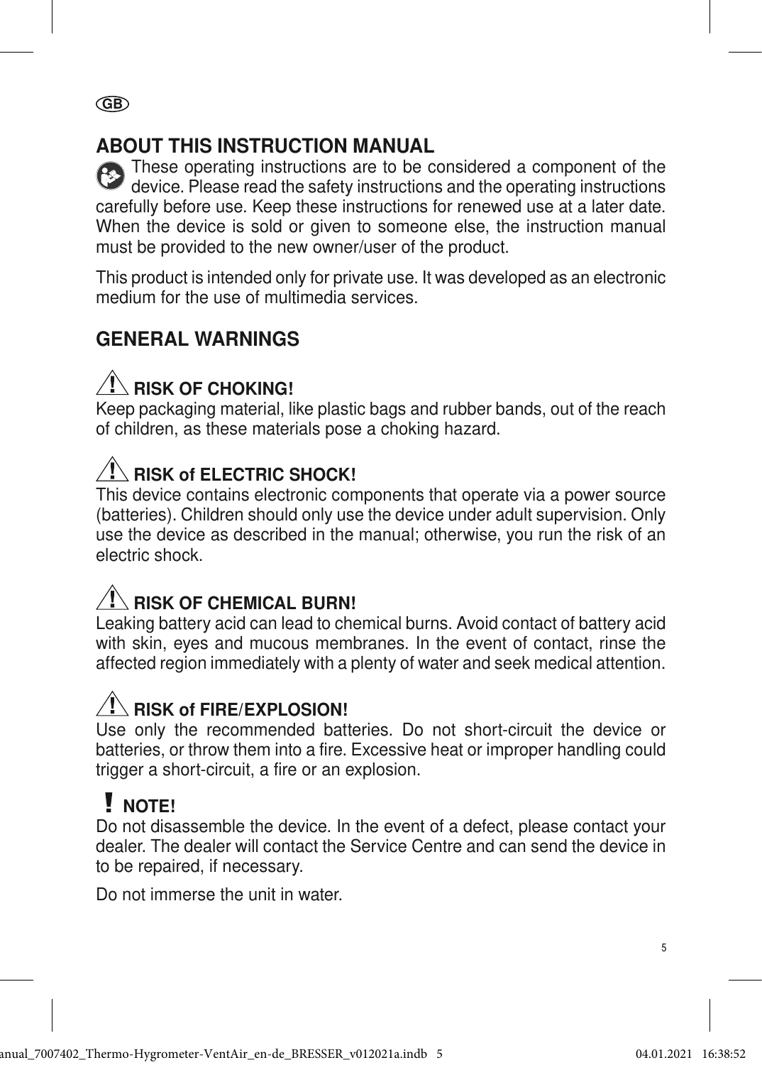GB

## ABOUT THIS INSTRUCTION MANUAL

These operating instructions are to be considered a component of the device. Please read the safety instructions and the operating instructions carefully before use. Keep these instructions for renewed use at a later date. When the device is sold or given to someone else, the instruction manual must be provided to the new owner/user of the product.

This product is intended only for private use. It was developed as an electronic medium for the use of multimedia services.

## GENERAL WARNINGS

### ⚠ RISK OF CHOKING!

Keep packaging material, like plastic bags and rubber bands, out of the reach of children, as these materials pose a choking hazard.

### ⚠ RISK of ELECTRIC SHOCK!

This device contains electronic components that operate via a power source (batteries). Children should only use the device under adult supervision. Only use the device as described in the manual; otherwise, you run the risk of an electric shock.

### ⚠ RISK OF CHEMICAL BURN!

Leaking battery acid can lead to chemical burns. Avoid contact of battery acid with skin, eyes and mucous membranes. In the event of contact, rinse the affected region immediately with a plenty of water and seek medical attention.

### ⚠ RISK of FIRE/EXPLOSION!

Use only the recommended batteries. Do not short-circuit the device or batteries, or throw them into a fire. Excessive heat or improper handling could trigger a short-circuit, a fire or an explosion.

### ! NOTE!

Do not disassemble the device. In the event of a defect, please contact your dealer. The dealer will contact the Service Centre and can send the device in to be repaired, if necessary.

Do not immerse the unit in water.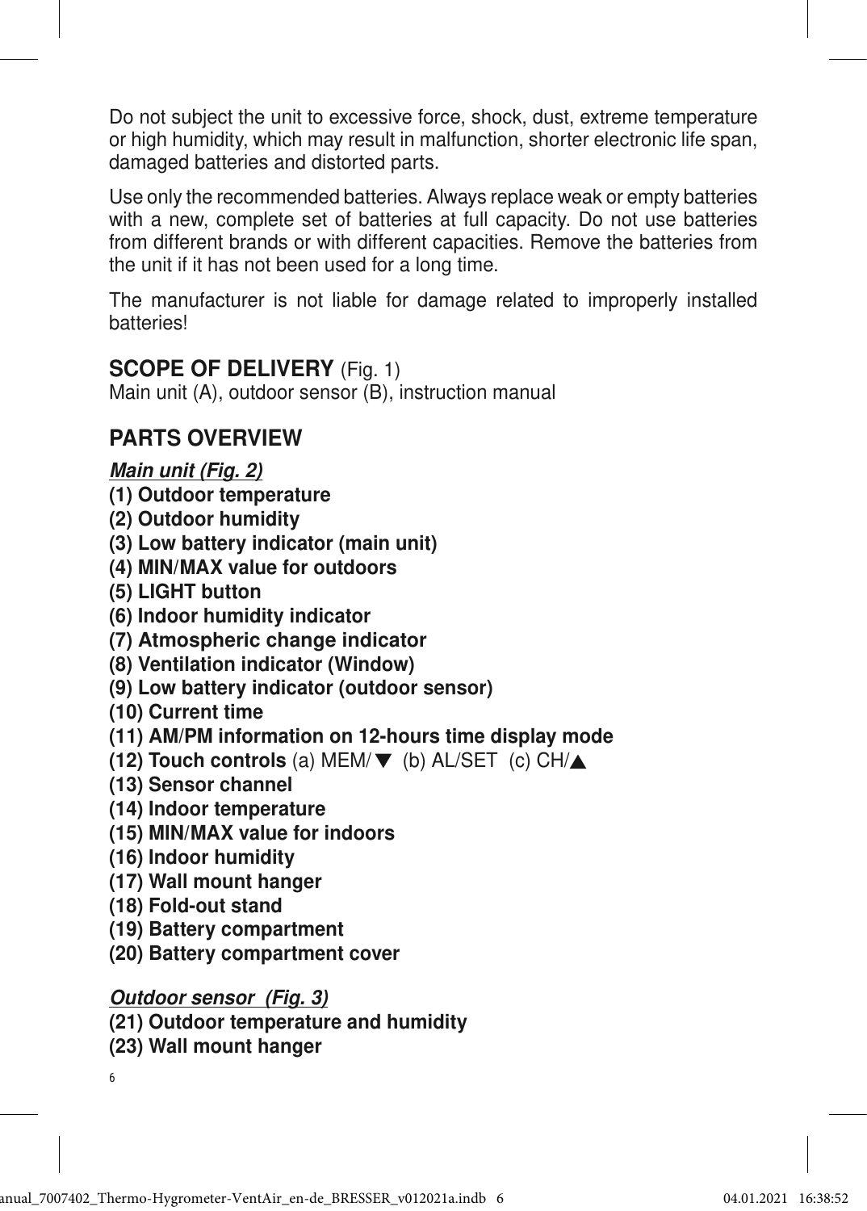Do not subject the unit to excessive force, shock, dust, extreme temperature or high humidity, which may result in malfunction, shorter electronic life span, damaged batteries and distorted parts.

Use only the recommended batteries. Always replace weak or empty batteries with a new, complete set of batteries at full capacity. Do not use batteries from different brands or with different capacities. Remove the batteries from the unit if it has not been used for a long time.

The manufacturer is not liable for damage related to improperly installed batteries!

## SCOPE OF DELIVERY (Fig. 1)

Main unit (A), outdoor sensor (B), instruction manual

## PARTS OVERVIEW

***Main unit (Fig. 2)***

**(1) Outdoor temperature**
**(2) Outdoor humidity**
**(3) Low battery indicator (main unit)**
**(4) MIN/MAX value for outdoors**
**(5) LIGHT button**
**(6) Indoor humidity indicator**
**(7) Atmospheric change indicator**
**(8) Ventilation indicator (Window)**
**(9) Low battery indicator (outdoor sensor)**
**(10) Current time**
**(11) AM/PM information on 12-hours time display mode**
**(12) Touch controls** (a) MEM/▼ (b) AL/SET (c) CH/▲
**(13) Sensor channel**
**(14) Indoor temperature**
**(15) MIN/MAX value for indoors**
**(16) Indoor humidity**
**(17) Wall mount hanger**
**(18) Fold-out stand**
**(19) Battery compartment**
**(20) Battery compartment cover**

***Outdoor sensor (Fig. 3)***

**(21) Outdoor temperature and humidity**
**(23) Wall mount hanger**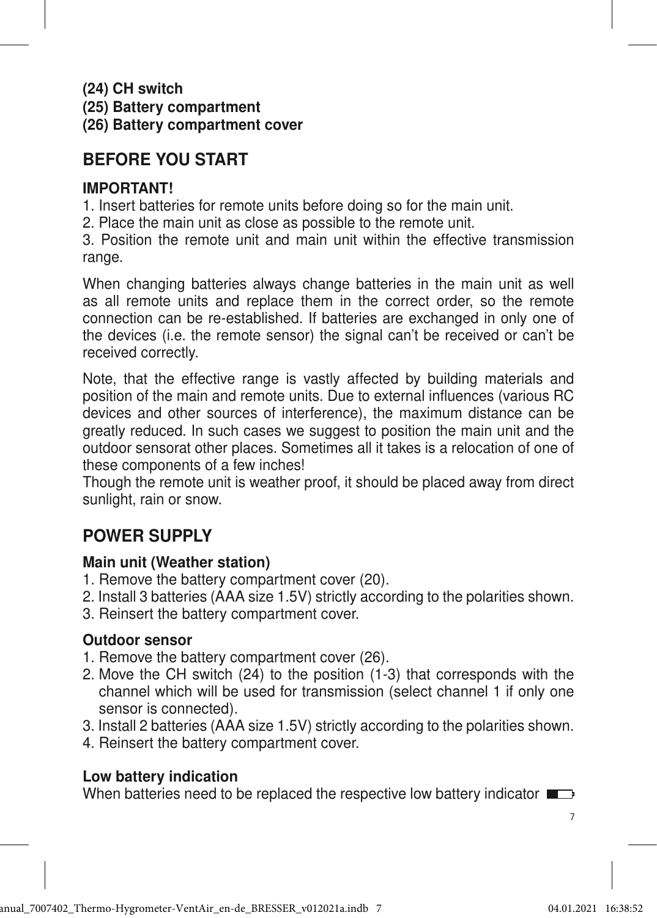**(24) CH switch**
**(25) Battery compartment**
**(26) Battery compartment cover**

## BEFORE YOU START

### IMPORTANT!

1. Insert batteries for remote units before doing so for the main unit.
2. Place the main unit as close as possible to the remote unit.
3. Position the remote unit and main unit within the effective transmission range.

When changing batteries always change batteries in the main unit as well as all remote units and replace them in the correct order, so the remote connection can be re-established. If batteries are exchanged in only one of the devices (i.e. the remote sensor) the signal can't be received or can't be received correctly.

Note, that the effective range is vastly affected by building materials and position of the main and remote units. Due to external influences (various RC devices and other sources of interference), the maximum distance can be greatly reduced. In such cases we suggest to position the main unit and the outdoor sensorat other places. Sometimes all it takes is a relocation of one of these components of a few inches!
Though the remote unit is weather proof, it should be placed away from direct sunlight, rain or snow.

## POWER SUPPLY

### Main unit (Weather station)

1. Remove the battery compartment cover (20).
2. Install 3 batteries (AAA size 1.5V) strictly according to the polarities shown.
3. Reinsert the battery compartment cover.

### Outdoor sensor

1. Remove the battery compartment cover (26).
2. Move the CH switch (24) to the position (1-3) that corresponds with the channel which will be used for transmission (select channel 1 if only one sensor is connected).
3. Install 2 batteries (AAA size 1.5V) strictly according to the polarities shown.
4. Reinsert the battery compartment cover.

### Low battery indication

When batteries need to be replaced the respective low battery indicator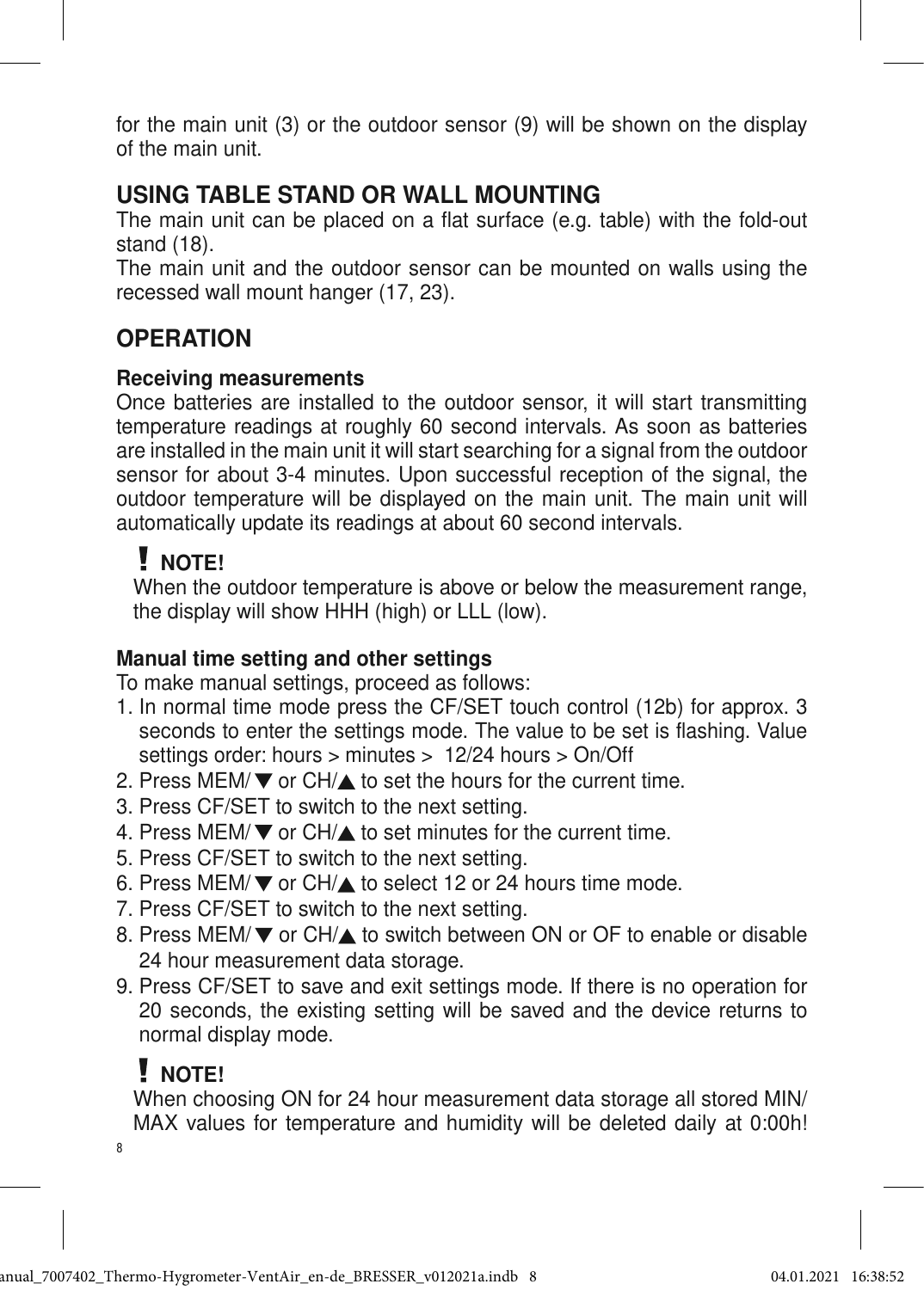for the main unit (3) or the outdoor sensor (9) will be shown on the display of the main unit.

## USING TABLE STAND OR WALL MOUNTING

The main unit can be placed on a flat surface (e.g. table) with the fold-out stand (18).

The main unit and the outdoor sensor can be mounted on walls using the recessed wall mount hanger (17, 23).

## OPERATION

**Receiving measurements**

Once batteries are installed to the outdoor sensor, it will start transmitting temperature readings at roughly 60 second intervals. As soon as batteries are installed in the main unit it will start searching for a signal from the outdoor sensor for about 3-4 minutes. Upon successful reception of the signal, the outdoor temperature will be displayed on the main unit. The main unit will automatically update its readings at about 60 second intervals.

> **! NOTE!**
> When the outdoor temperature is above or below the measurement range, the display will show HHH (high) or LLL (low).

**Manual time setting and other settings**

To make manual settings, proceed as follows:

1. In normal time mode press the CF/SET touch control (12b) for approx. 3 seconds to enter the settings mode. The value to be set is flashing. Value settings order: hours > minutes > 12/24 hours > On/Off
2. Press MEM/▼ or CH/▲ to set the hours for the current time.
3. Press CF/SET to switch to the next setting.
4. Press MEM/▼ or CH/▲ to set minutes for the current time.
5. Press CF/SET to switch to the next setting.
6. Press MEM/▼ or CH/▲ to select 12 or 24 hours time mode.
7. Press CF/SET to switch to the next setting.
8. Press MEM/▼ or CH/▲ to switch between ON or OF to enable or disable 24 hour measurement data storage.
9. Press CF/SET to save and exit settings mode. If there is no operation for 20 seconds, the existing setting will be saved and the device returns to normal display mode.

> **! NOTE!**
> When choosing ON for 24 hour measurement data storage all stored MIN/MAX values for temperature and humidity will be deleted daily at 0:00h!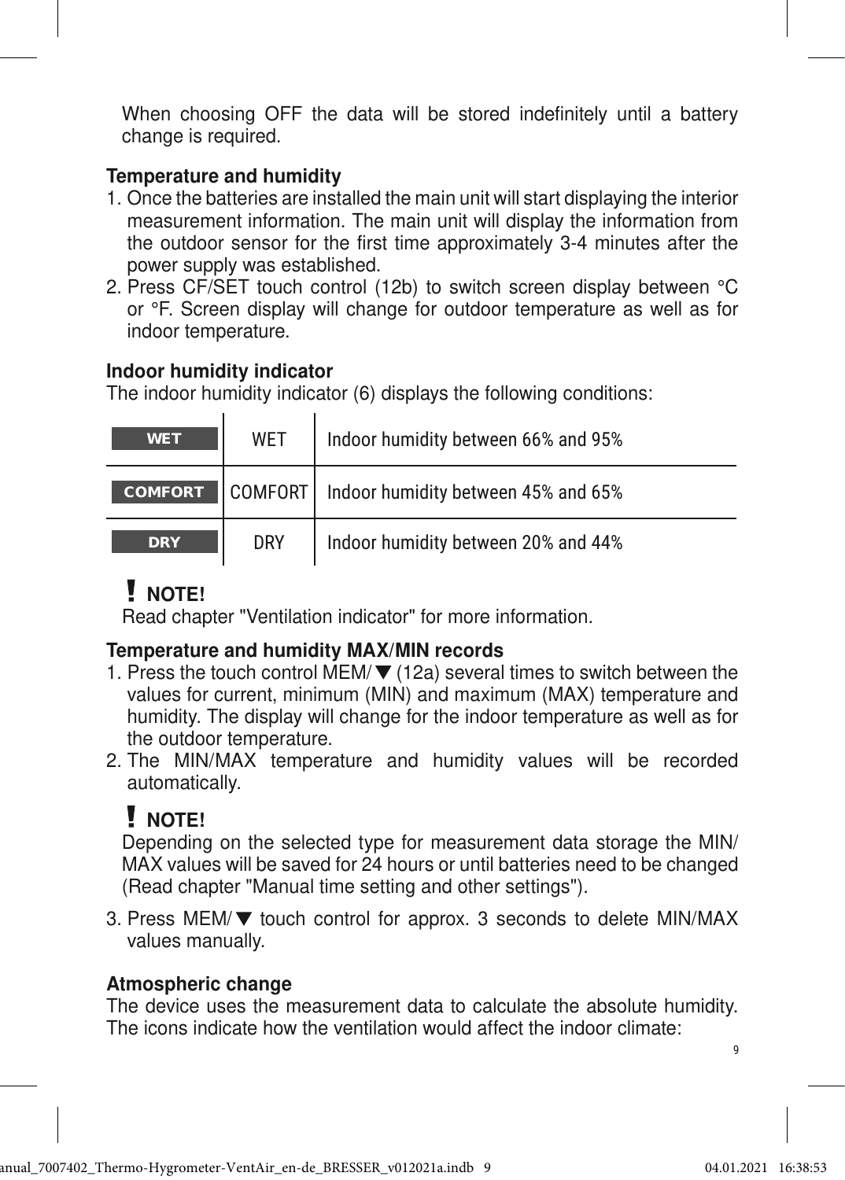When choosing OFF the data will be stored indefinitely until a battery change is required.

**Temperature and humidity**

1. Once the batteries are installed the main unit will start displaying the interior measurement information. The main unit will display the information from the outdoor sensor for the first time approximately 3-4 minutes after the power supply was established.
2. Press CF/SET touch control (12b) to switch screen display between °C or °F. Screen display will change for outdoor temperature as well as for indoor temperature.

**Indoor humidity indicator**

The indoor humidity indicator (6) displays the following conditions:

| | | |
|---|---|---|
| WET | WET | Indoor humidity between 66% and 95% |
| COMFORT | COMFORT | Indoor humidity between 45% and 65% |
| DRY | DRY | Indoor humidity between 20% and 44% |

**! NOTE!**

Read chapter "Ventilation indicator" for more information.

**Temperature and humidity MAX/MIN records**

1. Press the touch control MEM/▼ (12a) several times to switch between the values for current, minimum (MIN) and maximum (MAX) temperature and humidity. The display will change for the indoor temperature as well as for the outdoor temperature.
2. The MIN/MAX temperature and humidity values will be recorded automatically.

**! NOTE!**

Depending on the selected type for measurement data storage the MIN/MAX values will be saved for 24 hours or until batteries need to be changed (Read chapter "Manual time setting and other settings").

3. Press MEM/▼ touch control for approx. 3 seconds to delete MIN/MAX values manually.

**Atmospheric change**

The device uses the measurement data to calculate the absolute humidity. The icons indicate how the ventilation would affect the indoor climate: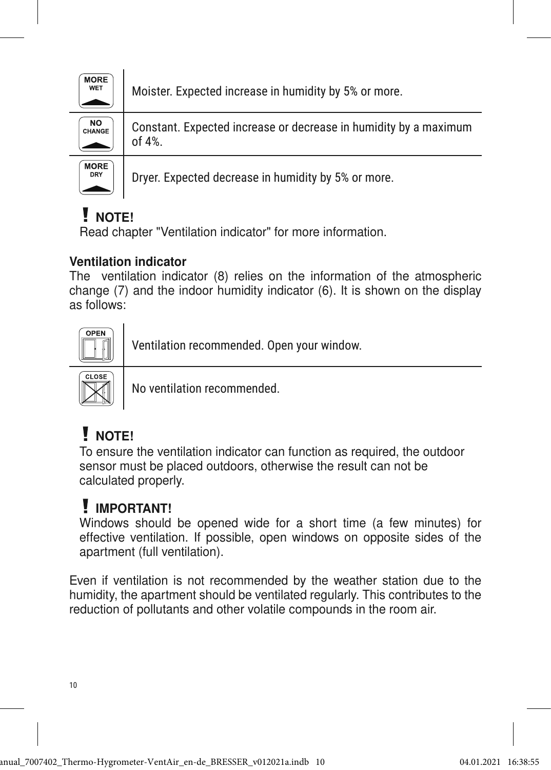| | |
|---|---|
| MORE WET | Moister. Expected increase in humidity by 5% or more. |
| NO CHANGE | Constant. Expected increase or decrease in humidity by a maximum of 4%. |
| MORE DRY | Dryer. Expected decrease in humidity by 5% or more. |

**! NOTE!**
Read chapter "Ventilation indicator" for more information.

**Ventilation indicator**
The ventilation indicator (8) relies on the information of the atmospheric change (7) and the indoor humidity indicator (6). It is shown on the display as follows:

| | |
|---|---|
| OPEN | Ventilation recommended. Open your window. |
| CLOSE | No ventilation recommended. |

**! NOTE!**
To ensure the ventilation indicator can function as required, the outdoor sensor must be placed outdoors, otherwise the result can not be calculated properly.

**! IMPORTANT!**
Windows should be opened wide for a short time (a few minutes) for effective ventilation. If possible, open windows on opposite sides of the apartment (full ventilation).

Even if ventilation is not recommended by the weather station due to the humidity, the apartment should be ventilated regularly. This contributes to the reduction of pollutants and other volatile compounds in the room air.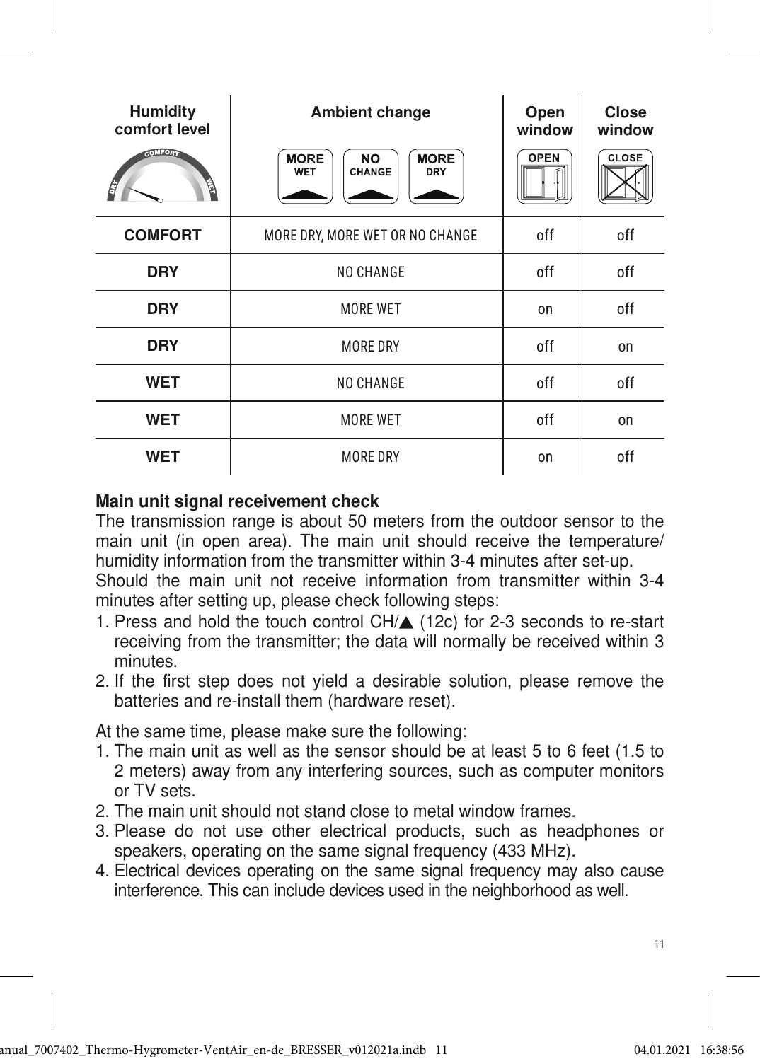| Humidity comfort level | Ambient change | Open window | Close window |
|---|---|---|---|
| | MORE WET / NO CHANGE / MORE DRY | OPEN | CLOSE |
| COMFORT | MORE DRY, MORE WET OR NO CHANGE | off | off |
| DRY | NO CHANGE | off | off |
| DRY | MORE WET | on | off |
| DRY | MORE DRY | off | on |
| WET | NO CHANGE | off | off |
| WET | MORE WET | off | on |
| WET | MORE DRY | on | off |

**Main unit signal receivement check**

The transmission range is about 50 meters from the outdoor sensor to the main unit (in open area). The main unit should receive the temperature/humidity information from the transmitter within 3-4 minutes after set-up.

Should the main unit not receive information from transmitter within 3-4 minutes after setting up, please check following steps:

1. Press and hold the touch control CH/▲ (12c) for 2-3 seconds to re-start receiving from the transmitter; the data will normally be received within 3 minutes.
2. If the first step does not yield a desirable solution, please remove the batteries and re-install them (hardware reset).

At the same time, please make sure the following:

1. The main unit as well as the sensor should be at least 5 to 6 feet (1.5 to 2 meters) away from any interfering sources, such as computer monitors or TV sets.
2. The main unit should not stand close to metal window frames.
3. Please do not use other electrical products, such as headphones or speakers, operating on the same signal frequency (433 MHz).
4. Electrical devices operating on the same signal frequency may also cause interference. This can include devices used in the neighborhood as well.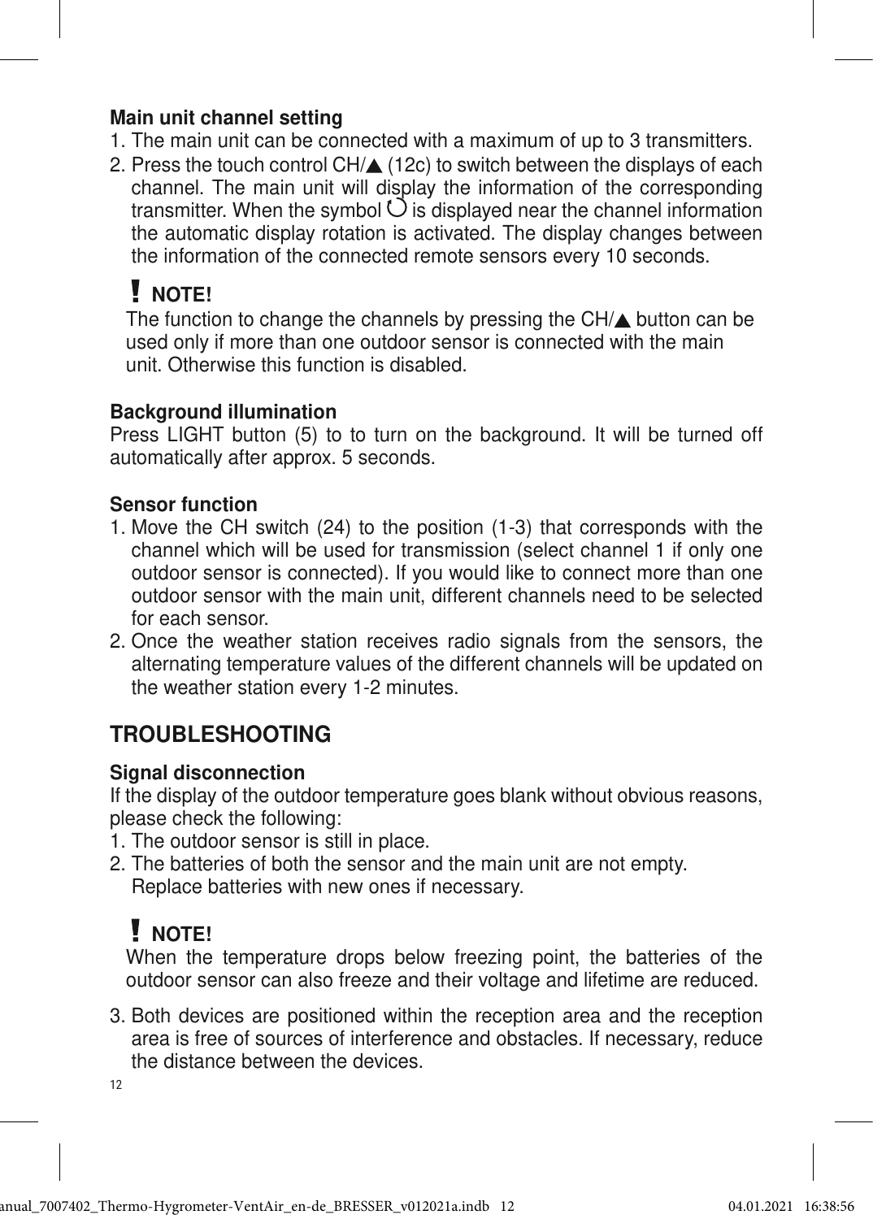### Main unit channel setting

1. The main unit can be connected with a maximum of up to 3 transmitters.
2. Press the touch control CH/▲ (12c) to switch between the displays of each channel. The main unit will display the information of the corresponding transmitter. When the symbol ↻ is displayed near the channel information the automatic display rotation is activated. The display changes between the information of the connected remote sensors every 10 seconds.

**! NOTE!**
The function to change the channels by pressing the CH/▲ button can be used only if more than one outdoor sensor is connected with the main unit. Otherwise this function is disabled.

### Background illumination

Press LIGHT button (5) to to turn on the background. It will be turned off automatically after approx. 5 seconds.

### Sensor function

1. Move the CH switch (24) to the position (1-3) that corresponds with the channel which will be used for transmission (select channel 1 if only one outdoor sensor is connected). If you would like to connect more than one outdoor sensor with the main unit, different channels need to be selected for each sensor.
2. Once the weather station receives radio signals from the sensors, the alternating temperature values of the different channels will be updated on the weather station every 1-2 minutes.

## TROUBLESHOOTING

### Signal disconnection

If the display of the outdoor temperature goes blank without obvious reasons, please check the following:

1. The outdoor sensor is still in place.
2. The batteries of both the sensor and the main unit are not empty.
   Replace batteries with new ones if necessary.

**! NOTE!**
When the temperature drops below freezing point, the batteries of the outdoor sensor can also freeze and their voltage and lifetime are reduced.

3. Both devices are positioned within the reception area and the reception area is free of sources of interference and obstacles. If necessary, reduce the distance between the devices.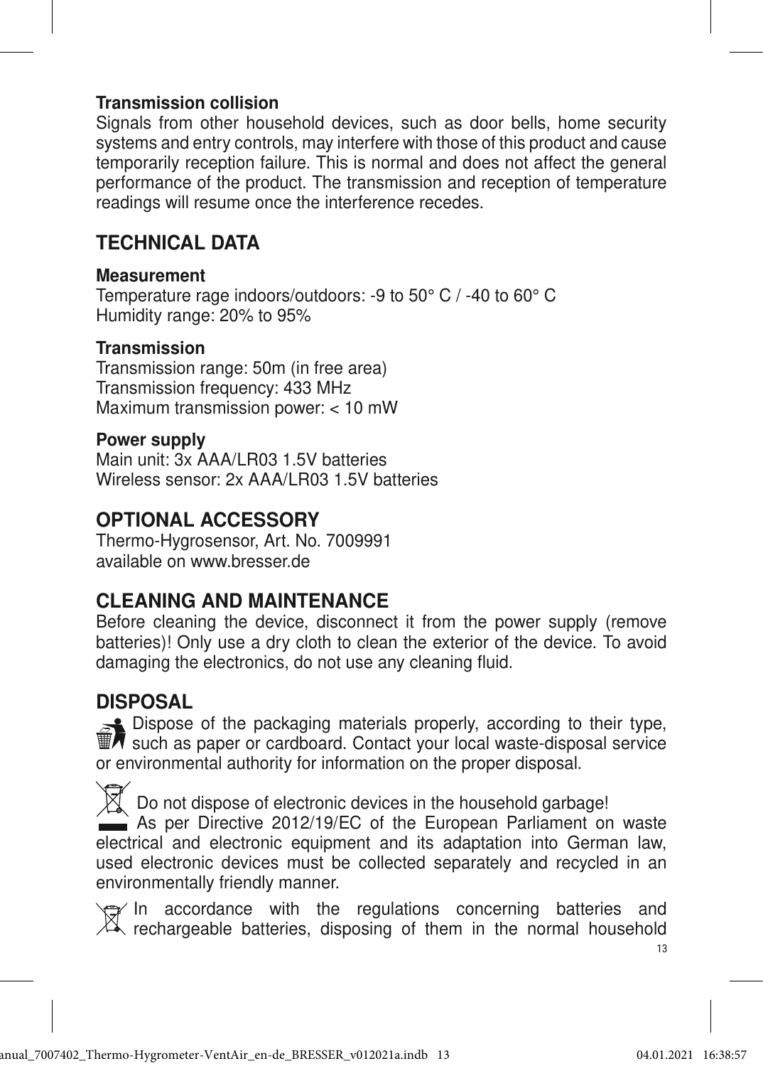**Transmission collision**
Signals from other household devices, such as door bells, home security systems and entry controls, may interfere with those of this product and cause temporarily reception failure. This is normal and does not affect the general performance of the product. The transmission and reception of temperature readings will resume once the interference recedes.

## TECHNICAL DATA

**Measurement**
Temperature rage indoors/outdoors: -9 to 50° C / -40 to 60° C
Humidity range: 20% to 95%

**Transmission**
Transmission range: 50m (in free area)
Transmission frequency: 433 MHz
Maximum transmission power: < 10 mW

**Power supply**
Main unit: 3x AAA/LR03 1.5V batteries
Wireless sensor: 2x AAA/LR03 1.5V batteries

## OPTIONAL ACCESSORY

Thermo-Hygrosensor, Art. No. 7009991
available on www.bresser.de

## CLEANING AND MAINTENANCE

Before cleaning the device, disconnect it from the power supply (remove batteries)! Only use a dry cloth to clean the exterior of the device. To avoid damaging the electronics, do not use any cleaning fluid.

## DISPOSAL

Dispose of the packaging materials properly, according to their type, such as paper or cardboard. Contact your local waste-disposal service or environmental authority for information on the proper disposal.

Do not dispose of electronic devices in the household garbage!
As per Directive 2012/19/EC of the European Parliament on waste electrical and electronic equipment and its adaptation into German law, used electronic devices must be collected separately and recycled in an environmentally friendly manner.

In accordance with the regulations concerning batteries and rechargeable batteries, disposing of them in the normal household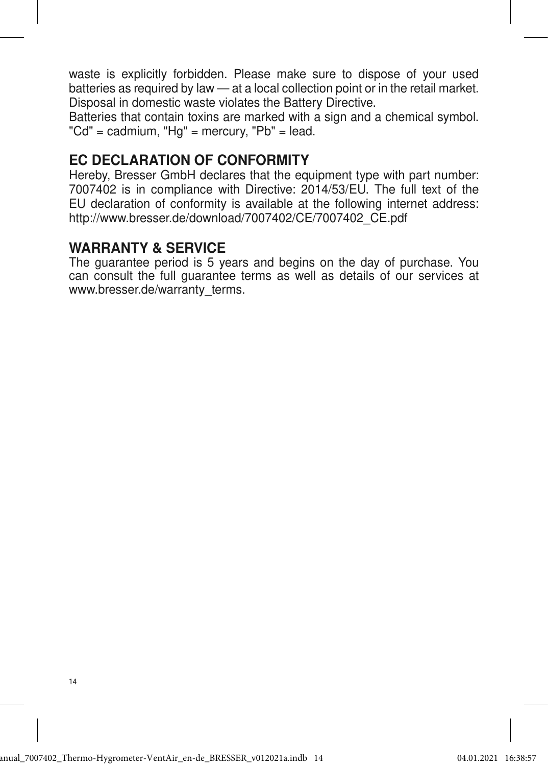waste is explicitly forbidden. Please make sure to dispose of your used batteries as required by law — at a local collection point or in the retail market. Disposal in domestic waste violates the Battery Directive.
Batteries that contain toxins are marked with a sign and a chemical symbol. "Cd" = cadmium, "Hg" = mercury, "Pb" = lead.

## EC DECLARATION OF CONFORMITY

Hereby, Bresser GmbH declares that the equipment type with part number: 7007402 is in compliance with Directive: 2014/53/EU. The full text of the EU declaration of conformity is available at the following internet address: http://www.bresser.de/download/7007402/CE/7007402_CE.pdf

## WARRANTY & SERVICE

The guarantee period is 5 years and begins on the day of purchase. You can consult the full guarantee terms as well as details of our services at www.bresser.de/warranty_terms.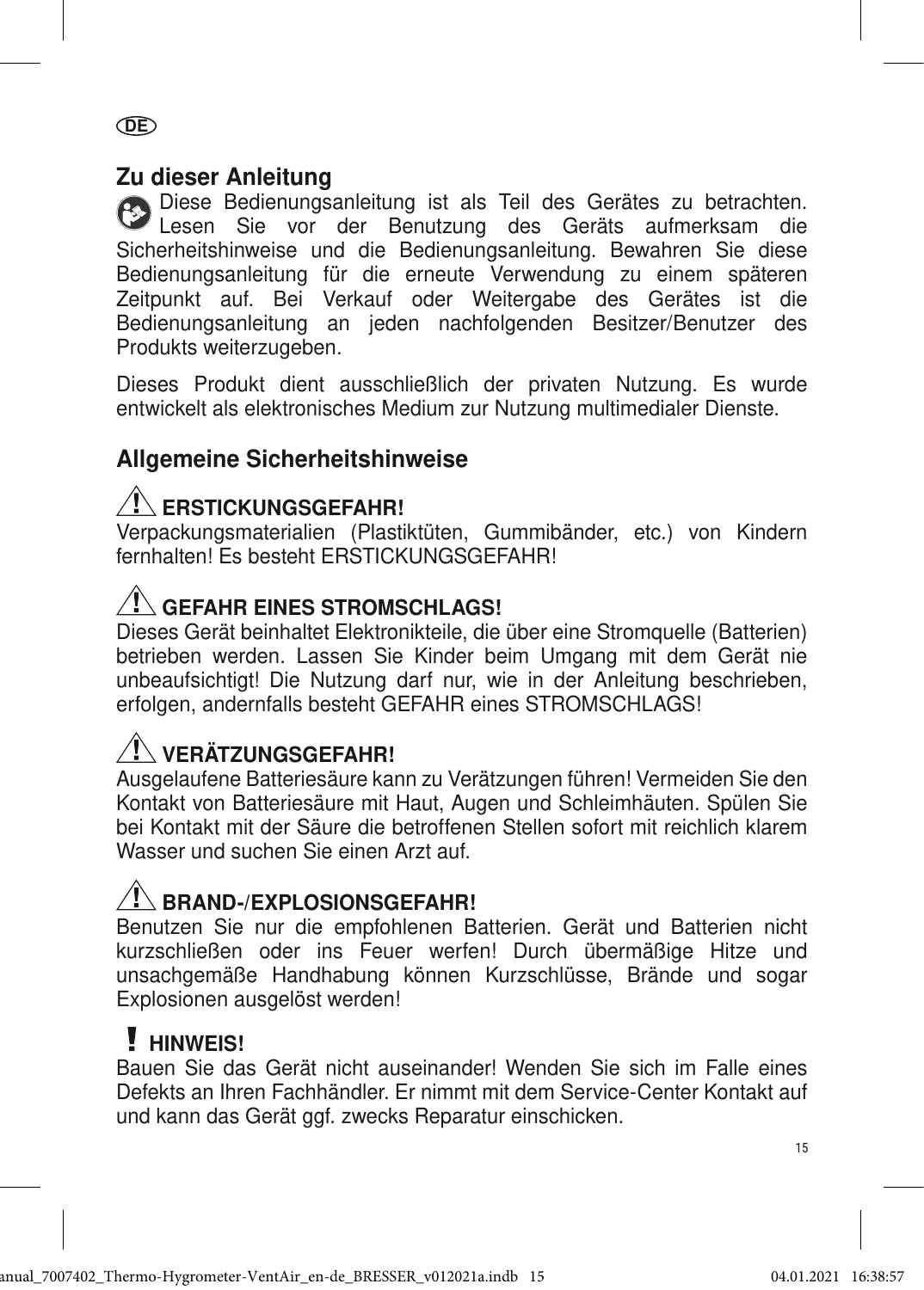DE

## Zu dieser Anleitung

Diese Bedienungsanleitung ist als Teil des Gerätes zu betrachten. Lesen Sie vor der Benutzung des Geräts aufmerksam die Sicherheitshinweise und die Bedienungsanleitung. Bewahren Sie diese Bedienungsanleitung für die erneute Verwendung zu einem späteren Zeitpunkt auf. Bei Verkauf oder Weitergabe des Gerätes ist die Bedienungsanleitung an jeden nachfolgenden Besitzer/Benutzer des Produkts weiterzugeben.

Dieses Produkt dient ausschließlich der privaten Nutzung. Es wurde entwickelt als elektronisches Medium zur Nutzung multimedialer Dienste.

## Allgemeine Sicherheitshinweise

### ⚠ ERSTICKUNGSGEFAHR!

Verpackungsmaterialien (Plastiktüten, Gummibänder, etc.) von Kindern fernhalten! Es besteht ERSTICKUNGSGEFAHR!

### ⚠ GEFAHR EINES STROMSCHLAGS!

Dieses Gerät beinhaltet Elektronikteile, die über eine Stromquelle (Batterien) betrieben werden. Lassen Sie Kinder beim Umgang mit dem Gerät nie unbeaufsichtigt! Die Nutzung darf nur, wie in der Anleitung beschrieben, erfolgen, andernfalls besteht GEFAHR eines STROMSCHLAGS!

### ⚠ VERÄTZUNGSGEFAHR!

Ausgelaufene Batteriesäure kann zu Verätzungen führen! Vermeiden Sie den Kontakt von Batteriesäure mit Haut, Augen und Schleimhäuten. Spülen Sie bei Kontakt mit der Säure die betroffenen Stellen sofort mit reichlich klarem Wasser und suchen Sie einen Arzt auf.

### ⚠ BRAND-/EXPLOSIONSGEFAHR!

Benutzen Sie nur die empfohlenen Batterien. Gerät und Batterien nicht kurzschließen oder ins Feuer werfen! Durch übermäßige Hitze und unsachgemäße Handhabung können Kurzschlüsse, Brände und sogar Explosionen ausgelöst werden!

### ! HINWEIS!

Bauen Sie das Gerät nicht auseinander! Wenden Sie sich im Falle eines Defekts an Ihren Fachhändler. Er nimmt mit dem Service-Center Kontakt auf und kann das Gerät ggf. zwecks Reparatur einschicken.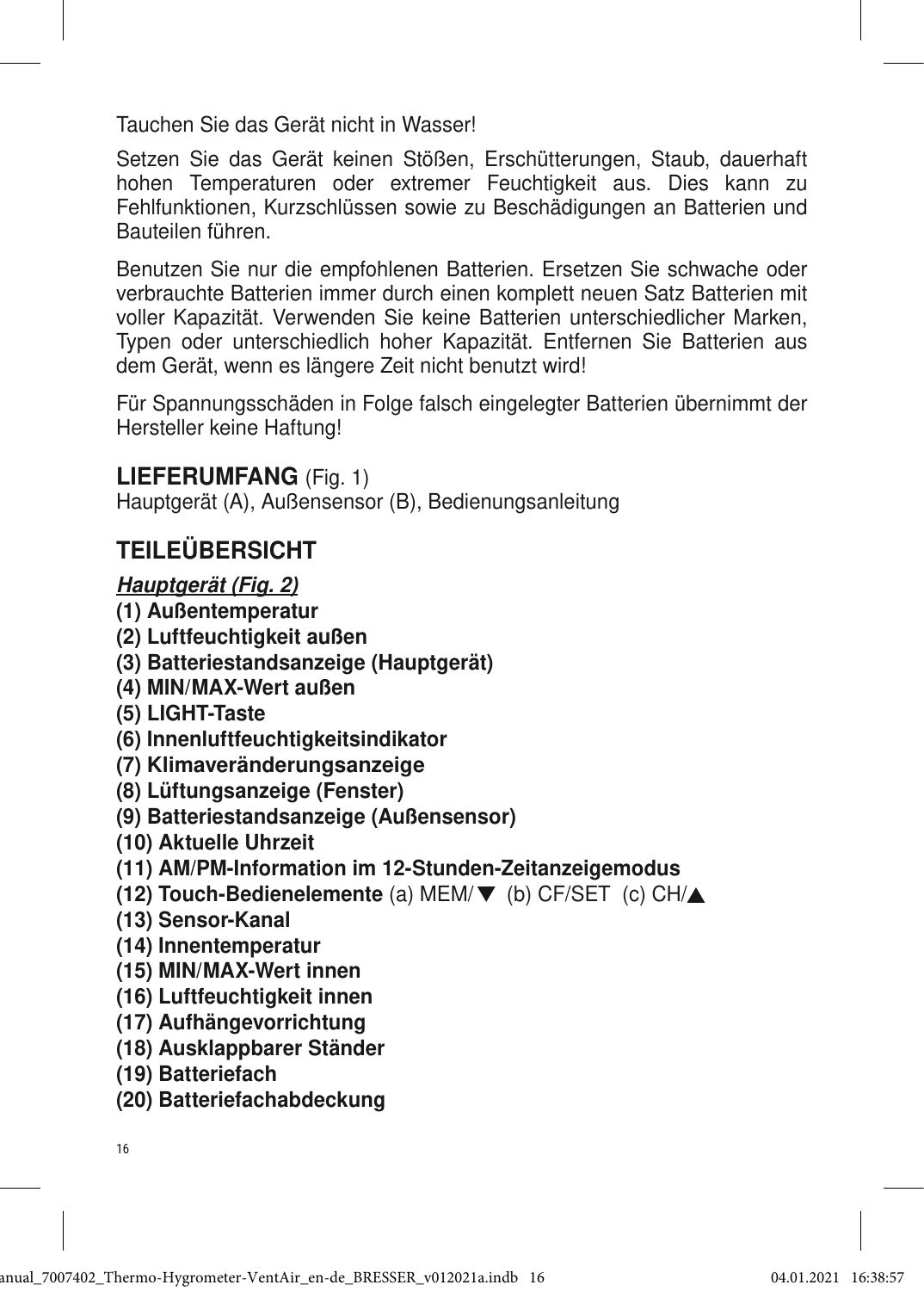Tauchen Sie das Gerät nicht in Wasser!

Setzen Sie das Gerät keinen Stößen, Erschütterungen, Staub, dauerhaft hohen Temperaturen oder extremer Feuchtigkeit aus. Dies kann zu Fehlfunktionen, Kurzschlüssen sowie zu Beschädigungen an Batterien und Bauteilen führen.

Benutzen Sie nur die empfohlenen Batterien. Ersetzen Sie schwache oder verbrauchte Batterien immer durch einen komplett neuen Satz Batterien mit voller Kapazität. Verwenden Sie keine Batterien unterschiedlicher Marken, Typen oder unterschiedlich hoher Kapazität. Entfernen Sie Batterien aus dem Gerät, wenn es längere Zeit nicht benutzt wird!

Für Spannungsschäden in Folge falsch eingelegter Batterien übernimmt der Hersteller keine Haftung!

## LIEFERUMFANG (Fig. 1)

Hauptgerät (A), Außensensor (B), Bedienungsanleitung

## TEILEÜBERSICHT

***Hauptgerät (Fig. 2)***

**(1) Außentemperatur**
**(2) Luftfeuchtigkeit außen**
**(3) Batteriestandsanzeige (Hauptgerät)**
**(4) MIN/MAX-Wert außen**
**(5) LIGHT-Taste**
**(6) Innenluftfeuchtigkeitsindikator**
**(7) Klimaveränderungsanzeige**
**(8) Lüftungsanzeige (Fenster)**
**(9) Batteriestandsanzeige (Außensensor)**
**(10) Aktuelle Uhrzeit**
**(11) AM/PM-Information im 12-Stunden-Zeitanzeigemodus**
**(12) Touch-Bedienelemente** (a) MEM/▼ (b) CF/SET (c) CH/▲
**(13) Sensor-Kanal**
**(14) Innentemperatur**
**(15) MIN/MAX-Wert innen**
**(16) Luftfeuchtigkeit innen**
**(17) Aufhängevorrichtung**
**(18) Ausklappbarer Ständer**
**(19) Batteriefach**
**(20) Batteriefachabdeckung**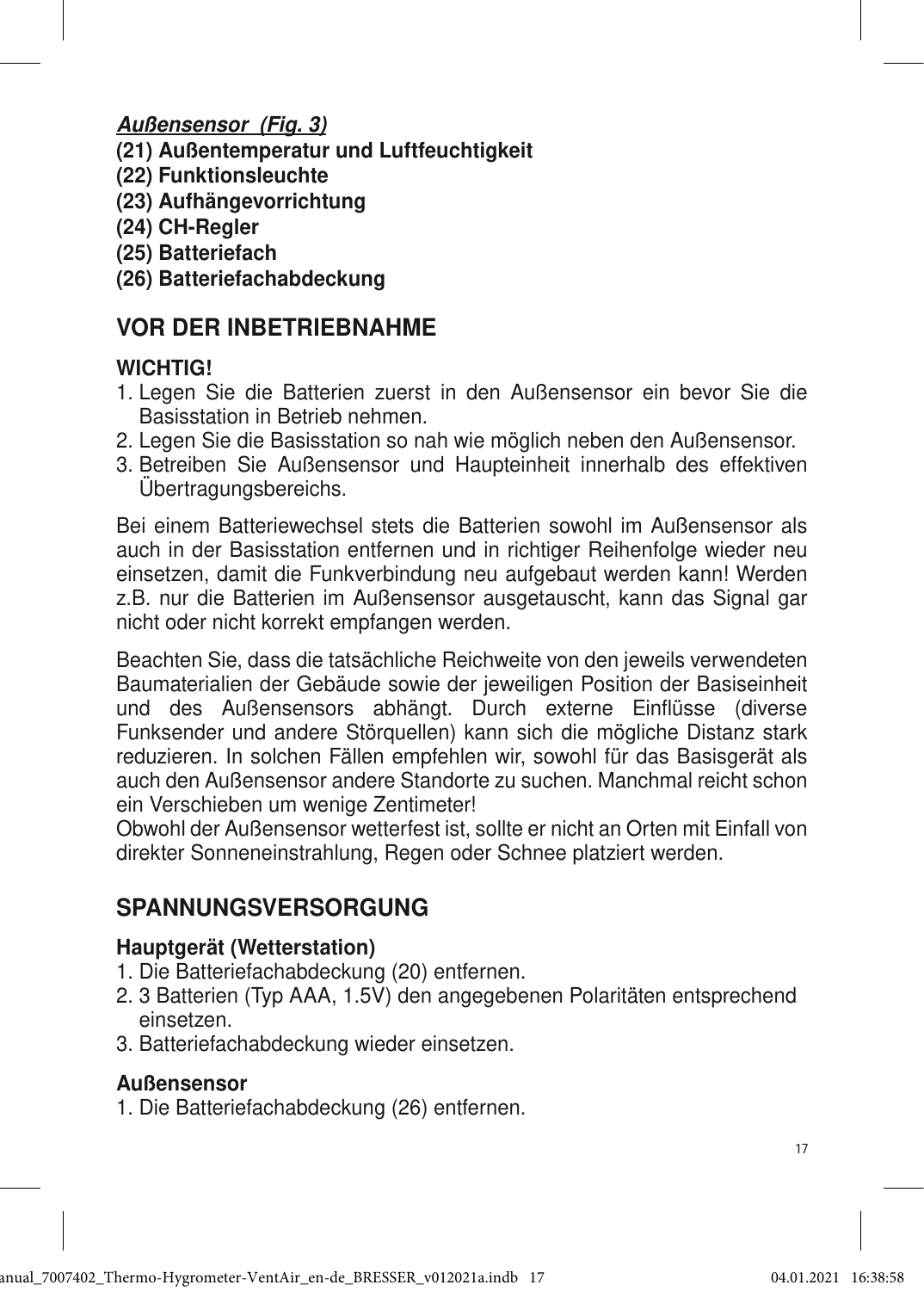***Außensensor (Fig. 3)***

**(21) Außentemperatur und Luftfeuchtigkeit**
**(22) Funktionsleuchte**
**(23) Aufhängevorrichtung**
**(24) CH-Regler**
**(25) Batteriefach**
**(26) Batteriefachabdeckung**

## VOR DER INBETRIEBNAHME

**WICHTIG!**

1. Legen Sie die Batterien zuerst in den Außensensor ein bevor Sie die Basisstation in Betrieb nehmen.
2. Legen Sie die Basisstation so nah wie möglich neben den Außensensor.
3. Betreiben Sie Außensensor und Haupteinheit innerhalb des effektiven Übertragungsbereichs.

Bei einem Batteriewechsel stets die Batterien sowohl im Außensensor als auch in der Basisstation entfernen und in richtiger Reihenfolge wieder neu einsetzen, damit die Funkverbindung neu aufgebaut werden kann! Werden z.B. nur die Batterien im Außensensor ausgetauscht, kann das Signal gar nicht oder nicht korrekt empfangen werden.

Beachten Sie, dass die tatsächliche Reichweite von den jeweils verwendeten Baumaterialien der Gebäude sowie der jeweiligen Position der Basiseinheit und des Außensensors abhängt. Durch externe Einflüsse (diverse Funksender und andere Störquellen) kann sich die mögliche Distanz stark reduzieren. In solchen Fällen empfehlen wir, sowohl für das Basisgerät als auch den Außensensor andere Standorte zu suchen. Manchmal reicht schon ein Verschieben um wenige Zentimeter!
Obwohl der Außensensor wetterfest ist, sollte er nicht an Orten mit Einfall von direkter Sonneneinstrahlung, Regen oder Schnee platziert werden.

## SPANNUNGSVERSORGUNG

**Hauptgerät (Wetterstation)**

1. Die Batteriefachabdeckung (20) entfernen.
2. 3 Batterien (Typ AAA, 1.5V) den angegebenen Polaritäten entsprechend einsetzen.
3. Batteriefachabdeckung wieder einsetzen.

**Außensensor**

1. Die Batteriefachabdeckung (26) entfernen.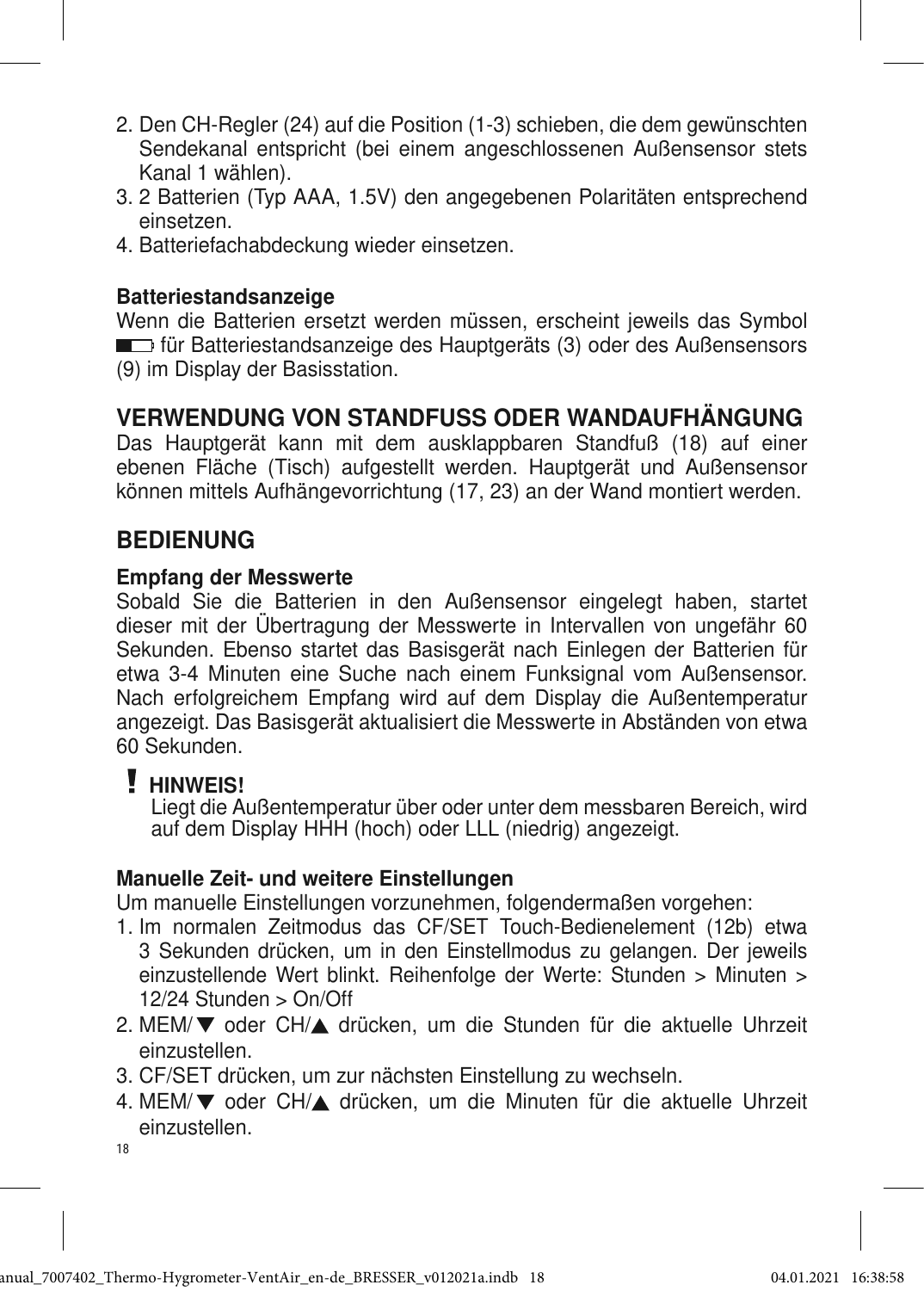2. Den CH-Regler (24) auf die Position (1-3) schieben, die dem gewünschten Sendekanal entspricht (bei einem angeschlossenen Außensensor stets Kanal 1 wählen).
3. 2 Batterien (Typ AAA, 1.5V) den angegebenen Polaritäten entsprechend einsetzen.
4. Batteriefachabdeckung wieder einsetzen.

**Batteriestandsanzeige**

Wenn die Batterien ersetzt werden müssen, erscheint jeweils das Symbol ▭ für Batteriestandsanzeige des Hauptgeräts (3) oder des Außensensors (9) im Display der Basisstation.

## VERWENDUNG VON STANDFUSS ODER WANDAUFHÄNGUNG

Das Hauptgerät kann mit dem ausklappbaren Standfuß (18) auf einer ebenen Fläche (Tisch) aufgestellt werden. Hauptgerät und Außensensor können mittels Aufhängevorrichtung (17, 23) an der Wand montiert werden.

## BEDIENUNG

**Empfang der Messwerte**

Sobald Sie die Batterien in den Außensensor eingelegt haben, startet dieser mit der Übertragung der Messwerte in Intervallen von ungefähr 60 Sekunden. Ebenso startet das Basisgerät nach Einlegen der Batterien für etwa 3-4 Minuten eine Suche nach einem Funksignal vom Außensensor. Nach erfolgreichem Empfang wird auf dem Display die Außentemperatur angezeigt. Das Basisgerät aktualisiert die Messwerte in Abständen von etwa 60 Sekunden.

**! HINWEIS!**

Liegt die Außentemperatur über oder unter dem messbaren Bereich, wird auf dem Display HHH (hoch) oder LLL (niedrig) angezeigt.

**Manuelle Zeit- und weitere Einstellungen**

Um manuelle Einstellungen vorzunehmen, folgendermaßen vorgehen:

1. Im normalen Zeitmodus das CF/SET Touch-Bedienelement (12b) etwa 3 Sekunden drücken, um in den Einstellmodus zu gelangen. Der jeweils einzustellende Wert blinkt. Reihenfolge der Werte: Stunden > Minuten > 12/24 Stunden > On/Off
2. MEM/▼ oder CH/▲ drücken, um die Stunden für die aktuelle Uhrzeit einzustellen.
3. CF/SET drücken, um zur nächsten Einstellung zu wechseln.
4. MEM/▼ oder CH/▲ drücken, um die Minuten für die aktuelle Uhrzeit einzustellen.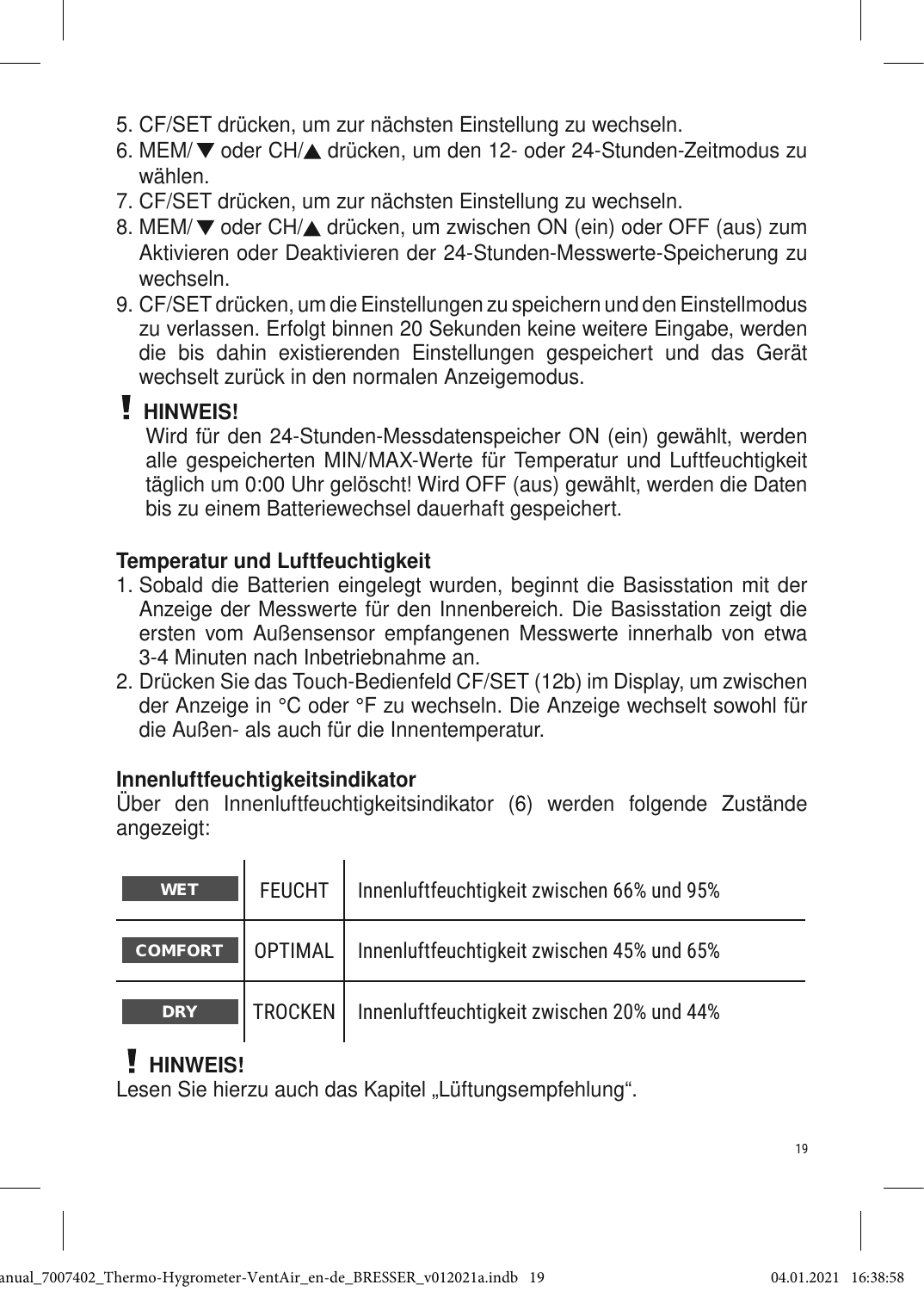5. CF/SET drücken, um zur nächsten Einstellung zu wechseln.
6. MEM/▼ oder CH/▲ drücken, um den 12- oder 24-Stunden-Zeitmodus zu wählen.
7. CF/SET drücken, um zur nächsten Einstellung zu wechseln.
8. MEM/▼ oder CH/▲ drücken, um zwischen ON (ein) oder OFF (aus) zum Aktivieren oder Deaktivieren der 24-Stunden-Messwerte-Speicherung zu wechseln.
9. CF/SET drücken, um die Einstellungen zu speichern und den Einstellmodus zu verlassen. Erfolgt binnen 20 Sekunden keine weitere Eingabe, werden die bis dahin existierenden Einstellungen gespeichert und das Gerät wechselt zurück in den normalen Anzeigemodus.

**! HINWEIS!**

Wird für den 24-Stunden-Messdatenspeicher ON (ein) gewählt, werden alle gespeicherten MIN/MAX-Werte für Temperatur und Luftfeuchtigkeit täglich um 0:00 Uhr gelöscht! Wird OFF (aus) gewählt, werden die Daten bis zu einem Batteriewechsel dauerhaft gespeichert.

### Temperatur und Luftfeuchtigkeit

1. Sobald die Batterien eingelegt wurden, beginnt die Basisstation mit der Anzeige der Messwerte für den Innenbereich. Die Basisstation zeigt die ersten vom Außensensor empfangenen Messwerte innerhalb von etwa 3-4 Minuten nach Inbetriebnahme an.
2. Drücken Sie das Touch-Bedienfeld CF/SET (12b) im Display, um zwischen der Anzeige in °C oder °F zu wechseln. Die Anzeige wechselt sowohl für die Außen- als auch für die Innentemperatur.

### Innenluftfeuchtigkeitsindikator

Über den Innenluftfeuchtigkeitsindikator (6) werden folgende Zustände angezeigt:

| | | |
|---|---|---|
| WET | FEUCHT | Innenluftfeuchtigkeit zwischen 66% und 95% |
| COMFORT | OPTIMAL | Innenluftfeuchtigkeit zwischen 45% und 65% |
| DRY | TROCKEN | Innenluftfeuchtigkeit zwischen 20% und 44% |

**! HINWEIS!**

Lesen Sie hierzu auch das Kapitel „Lüftungsempfehlung".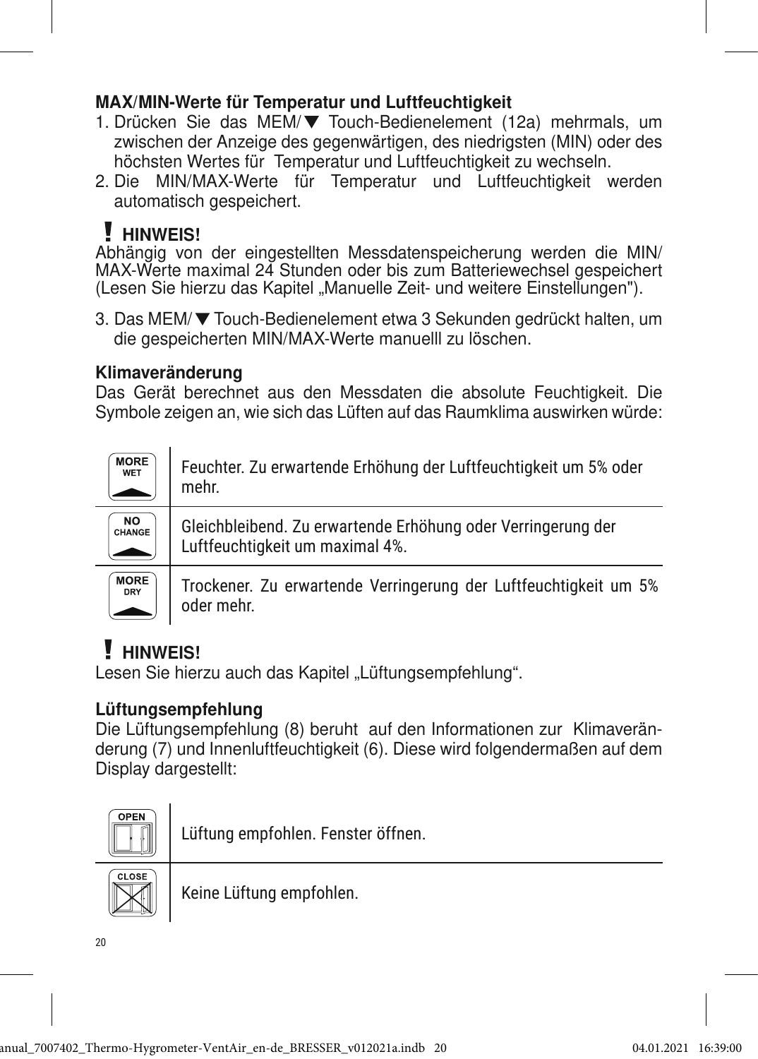**MAX/MIN-Werte für Temperatur und Luftfeuchtigkeit**

1. Drücken Sie das MEM/▼ Touch-Bedienelement (12a) mehrmals, um zwischen der Anzeige des gegenwärtigen, des niedrigsten (MIN) oder des höchsten Wertes für Temperatur und Luftfeuchtigkeit zu wechseln.
2. Die MIN/MAX-Werte für Temperatur und Luftfeuchtigkeit werden automatisch gespeichert.

**! HINWEIS!**
Abhängig von der eingestellten Messdatenspeicherung werden die MIN/MAX-Werte maximal 24 Stunden oder bis zum Batteriewechsel gespeichert (Lesen Sie hierzu das Kapitel „Manuelle Zeit- und weitere Einstellungen").

3. Das MEM/▼ Touch-Bedienelement etwa 3 Sekunden gedrückt halten, um die gespeicherten MIN/MAX-Werte manuelll zu löschen.

**Klimaveränderung**
Das Gerät berechnet aus den Messdaten die absolute Feuchtigkeit. Die Symbole zeigen an, wie sich das Lüften auf das Raumklima auswirken würde:

| | |
|---|---|
| MORE WET | Feuchter. Zu erwartende Erhöhung der Luftfeuchtigkeit um 5% oder mehr. |
| NO CHANGE | Gleichbleibend. Zu erwartende Erhöhung oder Verringerung der Luftfeuchtigkeit um maximal 4%. |
| MORE DRY | Trockener. Zu erwartende Verringerung der Luftfeuchtigkeit um 5% oder mehr. |

**! HINWEIS!**
Lesen Sie hierzu auch das Kapitel „Lüftungsempfehlung“.

**Lüftungsempfehlung**
Die Lüftungsempfehlung (8) beruht auf den Informationen zur Klimaveränderung (7) und Innenluftfeuchtigkeit (6). Diese wird folgendermaßen auf dem Display dargestellt:

| | |
|---|---|
| OPEN | Lüftung empfohlen. Fenster öffnen. |
| CLOSE | Keine Lüftung empfohlen. |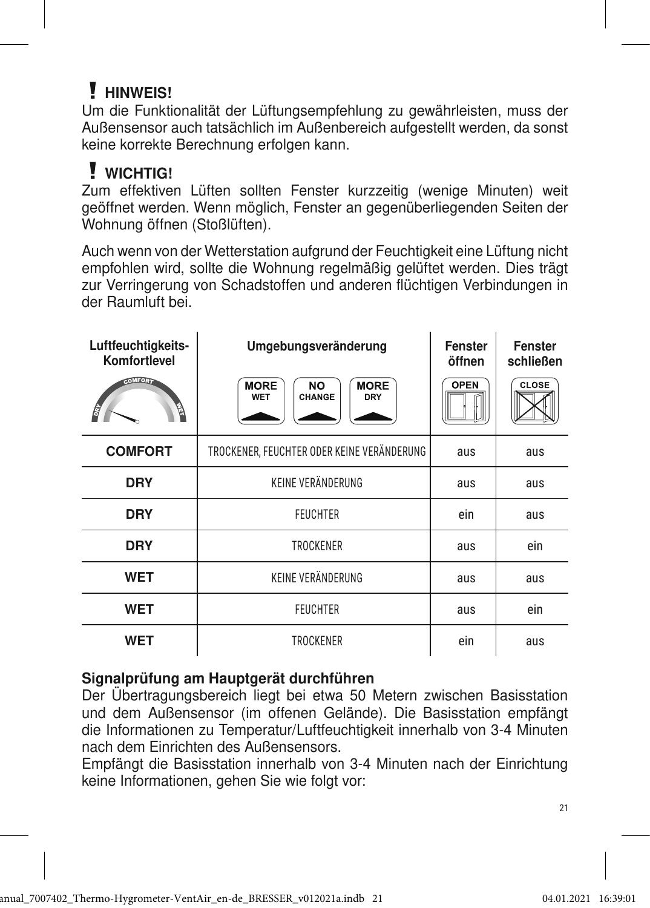**! HINWEIS!**

Um die Funktionalität der Lüftungsempfehlung zu gewährleisten, muss der Außensensor auch tatsächlich im Außenbereich aufgestellt werden, da sonst keine korrekte Berechnung erfolgen kann.

**! WICHTIG!**

Zum effektiven Lüften sollten Fenster kurzzeitig (wenige Minuten) weit geöffnet werden. Wenn möglich, Fenster an gegenüberliegenden Seiten der Wohnung öffnen (Stoßlüften).

Auch wenn von der Wetterstation aufgrund der Feuchtigkeit eine Lüftung nicht empfohlen wird, sollte die Wohnung regelmäßig gelüftet werden. Dies trägt zur Verringerung von Schadstoffen und anderen flüchtigen Verbindungen in der Raumluft bei.

| Luftfeuchtigkeits-Komfortlevel (DRY / COMFORT / WET) | Umgebungsveränderung (MORE WET / NO CHANGE / MORE DRY) | Fenster öffnen (OPEN) | Fenster schließen (CLOSE) |
|---|---|---|---|
| **COMFORT** | TROCKENER, FEUCHTER ODER KEINE VERÄNDERUNG | aus | aus |
| **DRY** | KEINE VERÄNDERUNG | aus | aus |
| **DRY** | FEUCHTER | ein | aus |
| **DRY** | TROCKENER | aus | ein |
| **WET** | KEINE VERÄNDERUNG | aus | aus |
| **WET** | FEUCHTER | aus | ein |
| **WET** | TROCKENER | ein | aus |

**Signalprüfung am Hauptgerät durchführen**

Der Übertragungsbereich liegt bei etwa 50 Metern zwischen Basisstation und dem Außensensor (im offenen Gelände). Die Basisstation empfängt die Informationen zu Temperatur/Luftfeuchtigkeit innerhalb von 3-4 Minuten nach dem Einrichten des Außensensors.

Empfängt die Basisstation innerhalb von 3-4 Minuten nach der Einrichtung keine Informationen, gehen Sie wie folgt vor: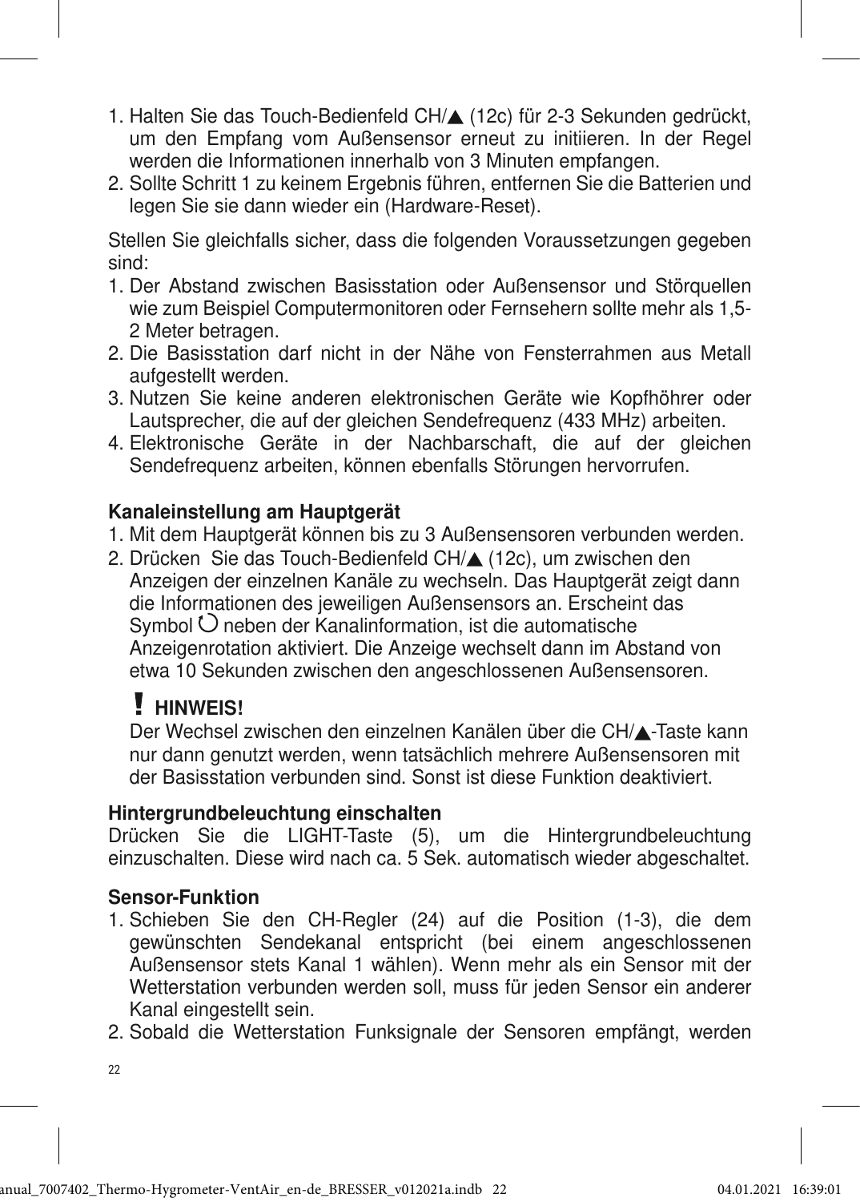1. Halten Sie das Touch-Bedienfeld CH/▲ (12c) für 2-3 Sekunden gedrückt, um den Empfang vom Außensensor erneut zu initiieren. In der Regel werden die Informationen innerhalb von 3 Minuten empfangen.
2. Sollte Schritt 1 zu keinem Ergebnis führen, entfernen Sie die Batterien und legen Sie sie dann wieder ein (Hardware-Reset).

Stellen Sie gleichfalls sicher, dass die folgenden Voraussetzungen gegeben sind:

1. Der Abstand zwischen Basisstation oder Außensensor und Störquellen wie zum Beispiel Computermonitoren oder Fernsehern sollte mehr als 1,5-2 Meter betragen.
2. Die Basisstation darf nicht in der Nähe von Fensterrahmen aus Metall aufgestellt werden.
3. Nutzen Sie keine anderen elektronischen Geräte wie Kopfhöhrer oder Lautsprecher, die auf der gleichen Sendefrequenz (433 MHz) arbeiten.
4. Elektronische Geräte in der Nachbarschaft, die auf der gleichen Sendefrequenz arbeiten, können ebenfalls Störungen hervorrufen.

**Kanaleinstellung am Hauptgerät**

1. Mit dem Hauptgerät können bis zu 3 Außensensoren verbunden werden.
2. Drücken Sie das Touch-Bedienfeld CH/▲ (12c), um zwischen den Anzeigen der einzelnen Kanäle zu wechseln. Das Hauptgerät zeigt dann die Informationen des jeweiligen Außensensors an. Erscheint das Symbol ↻ neben der Kanalinformation, ist die automatische Anzeigenrotation aktiviert. Die Anzeige wechselt dann im Abstand von etwa 10 Sekunden zwischen den angeschlossenen Außensensoren.

**! HINWEIS!**

Der Wechsel zwischen den einzelnen Kanälen über die CH/▲-Taste kann nur dann genutzt werden, wenn tatsächlich mehrere Außensensoren mit der Basisstation verbunden sind. Sonst ist diese Funktion deaktiviert.

**Hintergrundbeleuchtung einschalten**

Drücken Sie die LIGHT-Taste (5), um die Hintergrundbeleuchtung einzuschalten. Diese wird nach ca. 5 Sek. automatisch wieder abgeschaltet.

**Sensor-Funktion**

1. Schieben Sie den CH-Regler (24) auf die Position (1-3), die dem gewünschten Sendekanal entspricht (bei einem angeschlossenen Außensensor stets Kanal 1 wählen). Wenn mehr als ein Sensor mit der Wetterstation verbunden werden soll, muss für jeden Sensor ein anderer Kanal eingestellt sein.
2. Sobald die Wetterstation Funksignale der Sensoren empfängt, werden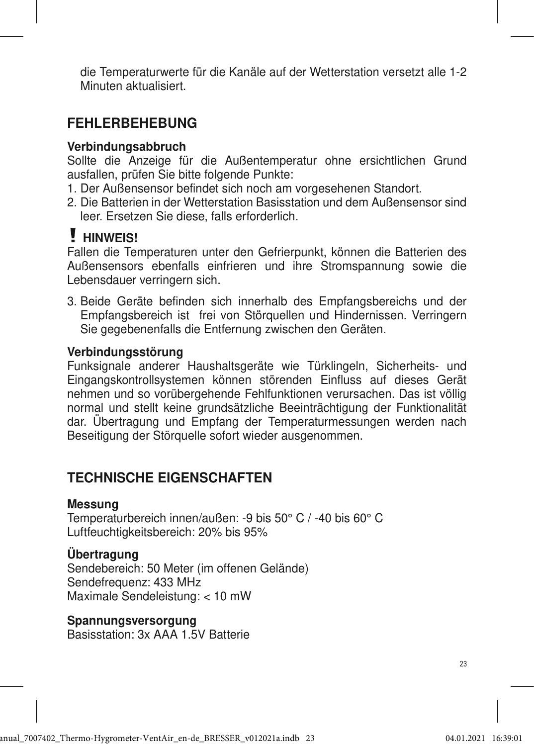die Temperaturwerte für die Kanäle auf der Wetterstation versetzt alle 1-2 Minuten aktualisiert.

## FEHLERBEHEBUNG

**Verbindungsabbruch**

Sollte die Anzeige für die Außentemperatur ohne ersichtlichen Grund ausfallen, prüfen Sie bitte folgende Punkte:

1. Der Außensensor befindet sich noch am vorgesehenen Standort.
2. Die Batterien in der Wetterstation Basisstation und dem Außensensor sind leer. Ersetzen Sie diese, falls erforderlich.

**! HINWEIS!**

Fallen die Temperaturen unter den Gefrierpunkt, können die Batterien des Außensensors ebenfalls einfrieren und ihre Stromspannung sowie die Lebensdauer verringern sich.

3. Beide Geräte befinden sich innerhalb des Empfangsbereichs und der Empfangsbereich ist frei von Störquellen und Hindernissen. Verringern Sie gegebenenfalls die Entfernung zwischen den Geräten.

**Verbindungsstörung**

Funksignale anderer Haushaltsgeräte wie Türklingeln, Sicherheits- und Eingangskontrollsystemen können störenden Einfluss auf dieses Gerät nehmen und so vorübergehende Fehlfunktionen verursachen. Das ist völlig normal und stellt keine grundsätzliche Beeinträchtigung der Funktionalität dar. Übertragung und Empfang der Temperaturmessungen werden nach Beseitigung der Störquelle sofort wieder ausgenommen.

## TECHNISCHE EIGENSCHAFTEN

**Messung**

Temperaturbereich innen/außen: -9 bis 50° C / -40 bis 60° C
Luftfeuchtigkeitsbereich: 20% bis 95%

**Übertragung**

Sendebereich: 50 Meter (im offenen Gelände)
Sendefrequenz: 433 MHz
Maximale Sendeleistung: < 10 mW

**Spannungsversorgung**

Basisstation: 3x AAA 1.5V Batterie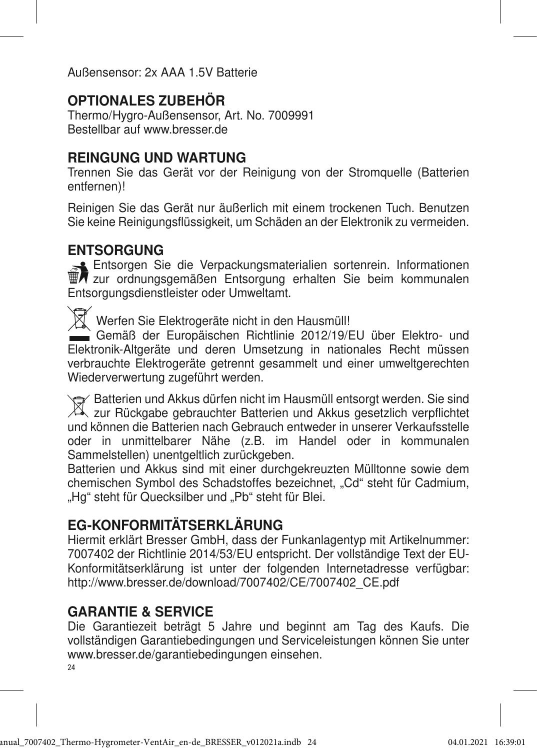Außensensor: 2x AAA 1.5V Batterie

## OPTIONALES ZUBEHÖR

Thermo/Hygro-Außensensor, Art. No. 7009991
Bestellbar auf www.bresser.de

## REINGUNG UND WARTUNG

Trennen Sie das Gerät vor der Reinigung von der Stromquelle (Batterien entfernen)!

Reinigen Sie das Gerät nur äußerlich mit einem trockenen Tuch. Benutzen Sie keine Reinigungsflüssigkeit, um Schäden an der Elektronik zu vermeiden.

## ENTSORGUNG

Entsorgen Sie die Verpackungsmaterialien sortenrein. Informationen zur ordnungsgemäßen Entsorgung erhalten Sie beim kommunalen Entsorgungsdienstleister oder Umweltamt.

Werfen Sie Elektrogeräte nicht in den Hausmüll!
Gemäß der Europäischen Richtlinie 2012/19/EU über Elektro- und Elektronik-Altgeräte und deren Umsetzung in nationales Recht müssen verbrauchte Elektrogeräte getrennt gesammelt und einer umweltgerechten Wiederverwertung zugeführt werden.

Batterien und Akkus dürfen nicht im Hausmüll entsorgt werden. Sie sind zur Rückgabe gebrauchter Batterien und Akkus gesetzlich verpflichtet und können die Batterien nach Gebrauch entweder in unserer Verkaufsstelle oder in unmittelbarer Nähe (z.B. im Handel oder in kommunalen Sammelstellen) unentgeltlich zurückgeben.
Batterien und Akkus sind mit einer durchgekreuzten Mülltonne sowie dem chemischen Symbol des Schadstoffes bezeichnet, „Cd" steht für Cadmium, „Hg" steht für Quecksilber und „Pb" steht für Blei.

## EG-KONFORMITÄTSERKLÄRUNG

Hiermit erklärt Bresser GmbH, dass der Funkanlagentyp mit Artikelnummer: 7007402 der Richtlinie 2014/53/EU entspricht. Der vollständige Text der EU-Konformitätserklärung ist unter der folgenden Internetadresse verfügbar: http://www.bresser.de/download/7007402/CE/7007402_CE.pdf

## GARANTIE & SERVICE

Die Garantiezeit beträgt 5 Jahre und beginnt am Tag des Kaufs. Die vollständigen Garantiebedingungen und Serviceleistungen können Sie unter www.bresser.de/garantiebedingungen einsehen.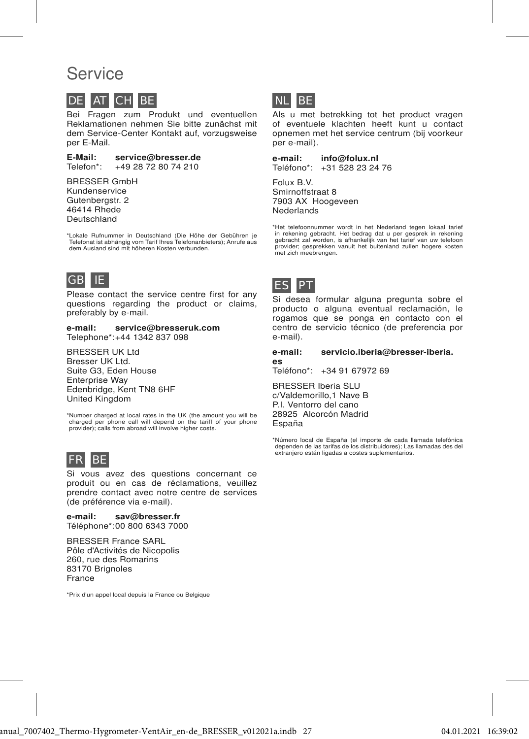# Service

## DE AT CH BE

Bei Fragen zum Produkt und eventuellen Reklamationen nehmen Sie bitte zunächst mit dem Service-Center Kontakt auf, vorzugsweise per E-Mail.

**E-Mail:** **service@bresser.de**
Telefon*: +49 28 72 80 74 210

BRESSER GmbH
Kundenservice
Gutenbergstr. 2
46414 Rhede
Deutschland

*Lokale Rufnummer in Deutschland (Die Höhe der Gebühren je Telefonat ist abhängig vom Tarif Ihres Telefonanbieters); Anrufe aus dem Ausland sind mit höheren Kosten verbunden.

## GB IE

Please contact the service centre first for any questions regarding the product or claims, preferably by e-mail.

**e-mail:** **service@bresseruk.com**
Telephone*: +44 1342 837 098

BRESSER UK Ltd
Bresser UK Ltd.
Suite G3, Eden House
Enterprise Way
Edenbridge, Kent TN8 6HF
United Kingdom

*Number charged at local rates in the UK (the amount you will be charged per phone call will depend on the tariff of your phone provider); calls from abroad will involve higher costs.

## FR BE

Si vous avez des questions concernant ce produit ou en cas de réclamations, veuillez prendre contact avec notre centre de services (de préférence via e-mail).

**e-mail:** **sav@bresser.fr**
Téléphone*: 00 800 6343 7000

BRESSER France SARL
Pôle d'Activités de Nicopolis
260, rue des Romarins
83170 Brignoles
France

*Prix d'un appel local depuis la France ou Belgique

## NL BE

Als u met betrekking tot het product vragen of eventuele klachten heeft kunt u contact opnemen met het service centrum (bij voorkeur per e-mail).

**e-mail:** **info@folux.nl**
Teléfono*: +31 528 23 24 76

Folux B.V.
Smirnoffstraat 8
7903 AX Hoogeveen
Nederlands

*Het telefoonnummer wordt in het Nederland tegen lokaal tarief in rekening gebracht. Het bedrag dat u per gesprek in rekening gebracht zal worden, is afhankelijk van het tarief van uw telefoon provider; gesprekken vanuit het buitenland zullen hogere kosten met zich meebrengen.

## ES PT

Si desea formular alguna pregunta sobre el producto o alguna eventual reclamación, le rogamos que se ponga en contacto con el centro de servicio técnico (de preferencia por e-mail).

**e-mail:** **servicio.iberia@bresser-iberia.es**
Teléfono*: +34 91 67972 69

BRESSER Iberia SLU
c/Valdemorillo,1 Nave B
P.I. Ventorro del cano
28925 Alcorcón Madrid
España

*Número local de España (el importe de cada llamada telefónica dependen de las tarifas de los distribuidores); Las llamadas des del extranjero están ligadas a costes suplementarios.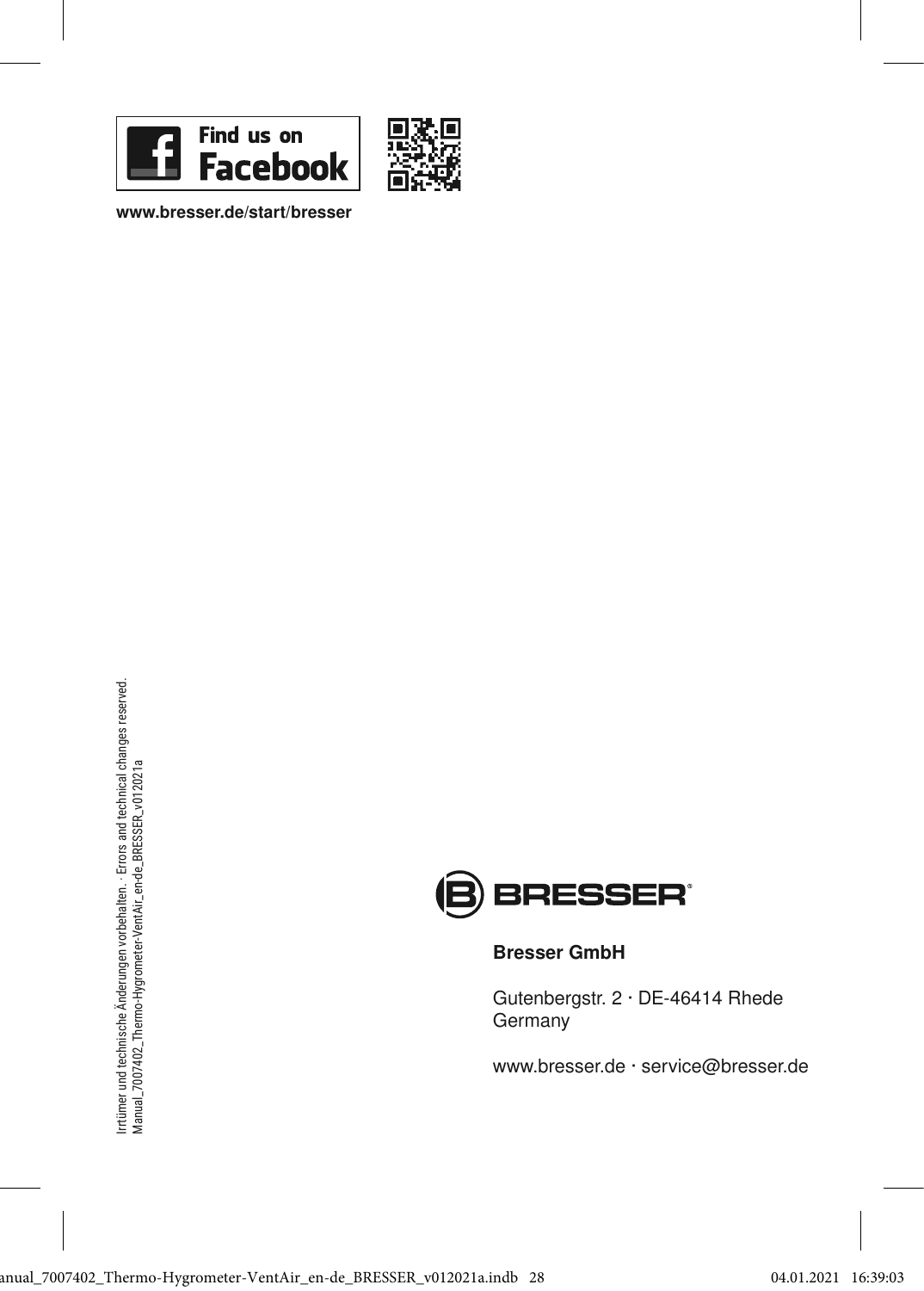Find us on Facebook

**www.bresser.de/start/bresser**

Irrtümer und technische Änderungen vorbehalten. · Errors and technical changes reserved.
Manual_7007402_Thermo-Hygrometer-VentAir_en-de_BRESSER_v012021a

BRESSER®

**Bresser GmbH**

Gutenbergstr. 2 · DE-46414 Rhede
Germany

www.bresser.de · service@bresser.de